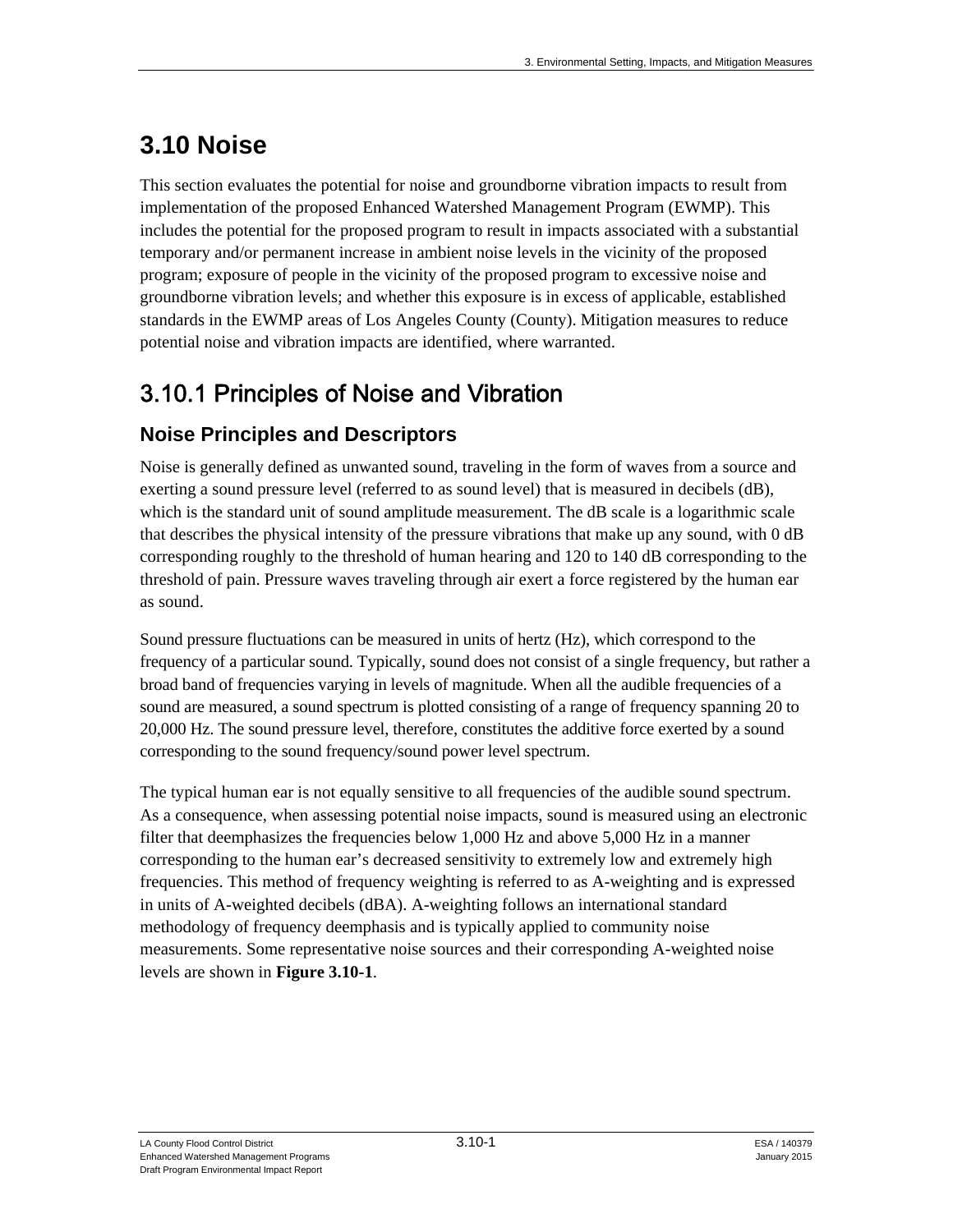# 3.10 Noise

This section evaluates the potential for noise and groundborne vibration impacts to result from implementation of the proposed Enhanced Watershed Management Program (EWMP). This includes the potential for the proposed program to result in impacts associated with a substantial temporary and/or permanent increase in ambient noise levels in the vicinity of the proposed program; exposure of people in the vicinity of the proposed program to excessive noise and groundborne vibration levels; and whether this exposure is in excess of applicable, established standards in the EWMP areas of Los Angeles County (County). Mitigation measures to reduce potential noise and vibration impacts are identified, where warranted.

## 3.10.1 Principles of Noise and Vibration

### Noise Principles and Descriptors

Noise is generally defined as unwanted sound, traveling in the form of waves from a source and exerting a sound pressure level (referred to as sound level) that is measured in decibels (dB), which is the standard unit of sound amplitude measurement. The dB scale is a logarithmic scale that describes the physical intensity of the pressure vibrations that make up any sound, with 0 dB corresponding roughly to the threshold of human hearing and 120 to 140 dB corresponding to the threshold of pain. Pressure waves traveling through air exert a force registered by the human ear as sound.

Sound pressure fluctuations can be measured in units of hertz (Hz), which correspond to the frequency of a particular sound. Typically, sound does not consist of a single frequency, but rather a broad band of frequencies varying in levels of magnitude. When all the audible frequencies of a sound are measured, a sound spectrum is plotted consisting of a range of frequency spanning 20 to 20,000 Hz. The sound pressure level, therefore, constitutes the additive force exerted by a sound corresponding to the sound frequency/sound power level spectrum.

The typical human ear is not equally sensitive to all frequencies of the audible sound spectrum. As a consequence, when assessing potential noise impacts, sound is measured using an electronic filter that deemphasizes the frequencies below 1,000 Hz and above 5,000 Hz in a manner corresponding to the human ear's decreased sensitivity to extremely low and extremely high frequencies. This method of frequency weighting is referred to as A-weighting and is expressed in units of A-weighted decibels (dBA). A-weighting follows an international standard methodology of frequency deemphasis and is typically applied to community noise measurements. Some representative noise sources and their corresponding A-weighted noise levels are shown in **Figure 3.10-1**.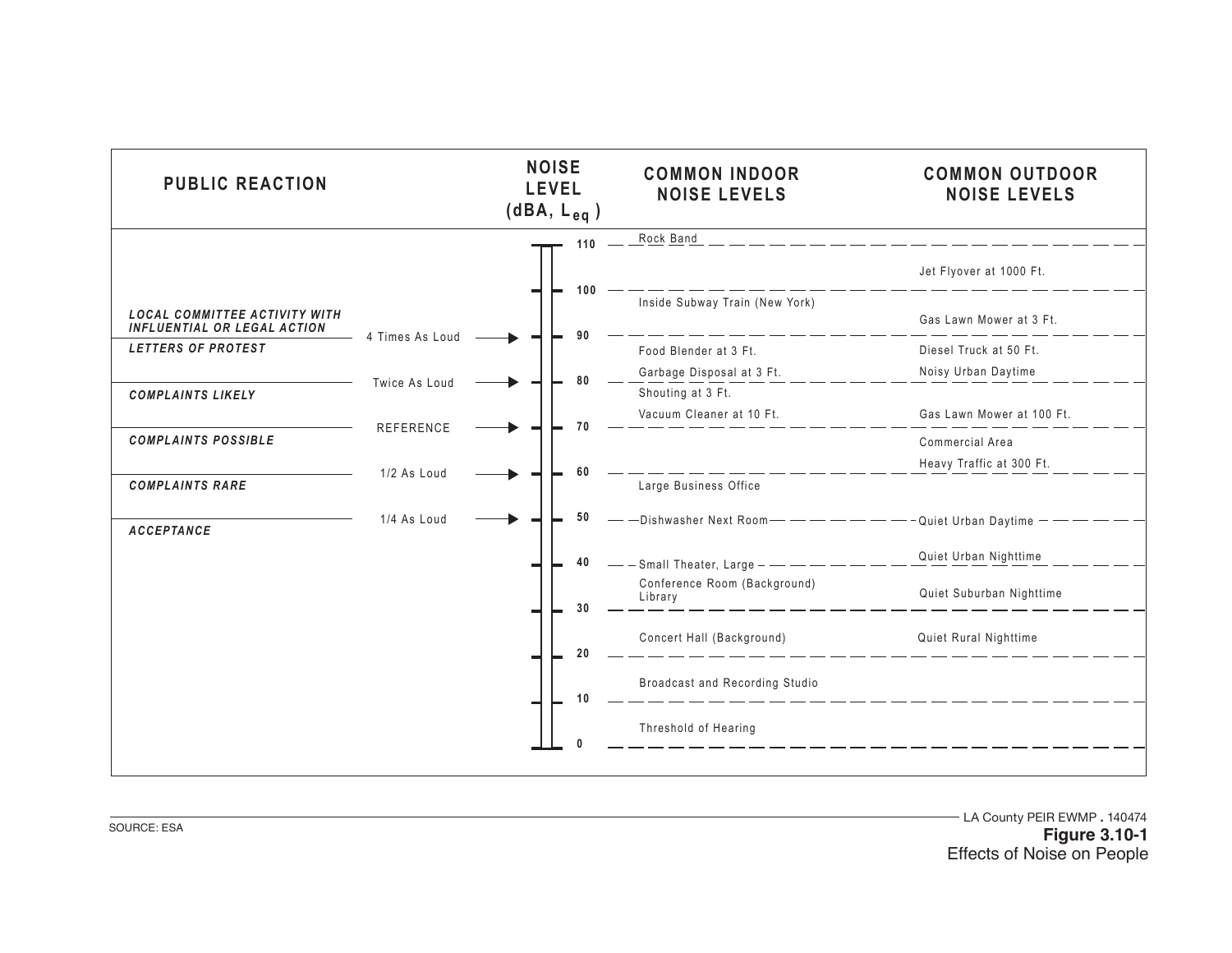| PUBLIC REACTION | | NOISE LEVEL (dBA, $L_{eq}$) | COMMON INDOOR NOISE LEVELS | COMMON OUTDOOR NOISE LEVELS |
|---|---|---|---|---|
| | | 110 | Rock Band | |
| | | | | Jet Flyover at 1000 Ft. |
| | | 100 | | |
| *LOCAL COMMITTEE ACTIVITY WITH INFLUENTIAL OR LEGAL ACTION* | | | Inside Subway Train (New York) | Gas Lawn Mower at 3 Ft. |
| | 4 Times As Loud | 90 | | |
| *LETTERS OF PROTEST* | | | Food Blender at 3 Ft. | Diesel Truck at 50 Ft. |
| | | | Garbage Disposal at 3 Ft. | Noisy Urban Daytime |
| | Twice As Loud | 80 | | |
| *COMPLAINTS LIKELY* | | | Shouting at 3 Ft. | |
| | | | Vacuum Cleaner at 10 Ft. | Gas Lawn Mower at 100 Ft. |
| | REFERENCE | 70 | | |
| *COMPLAINTS POSSIBLE* | | | | Commercial Area |
| | | | | Heavy Traffic at 300 Ft. |
| | 1/2 As Loud | 60 | | |
| *COMPLAINTS RARE* | | | Large Business Office | |
| | 1/4 As Loud | 50 | Dishwasher Next Room | Quiet Urban Daytime |
| *ACCEPTANCE* | | | | |
| | | | | Quiet Urban Nighttime |
| | | 40 | Small Theater, Large | |
| | | | Conference Room (Background) Library | Quiet Suburban Nighttime |
| | | 30 | | |
| | | | Concert Hall (Background) | Quiet Rural Nighttime |
| | | 20 | | |
| | | | Broadcast and Recording Studio | |
| | | 10 | | |
| | | | Threshold of Hearing | |
| | | 0 | | |

SOURCE: ESA

LA County PEIR EWMP . 140474

**Figure 3.10-1**
Effects of Noise on People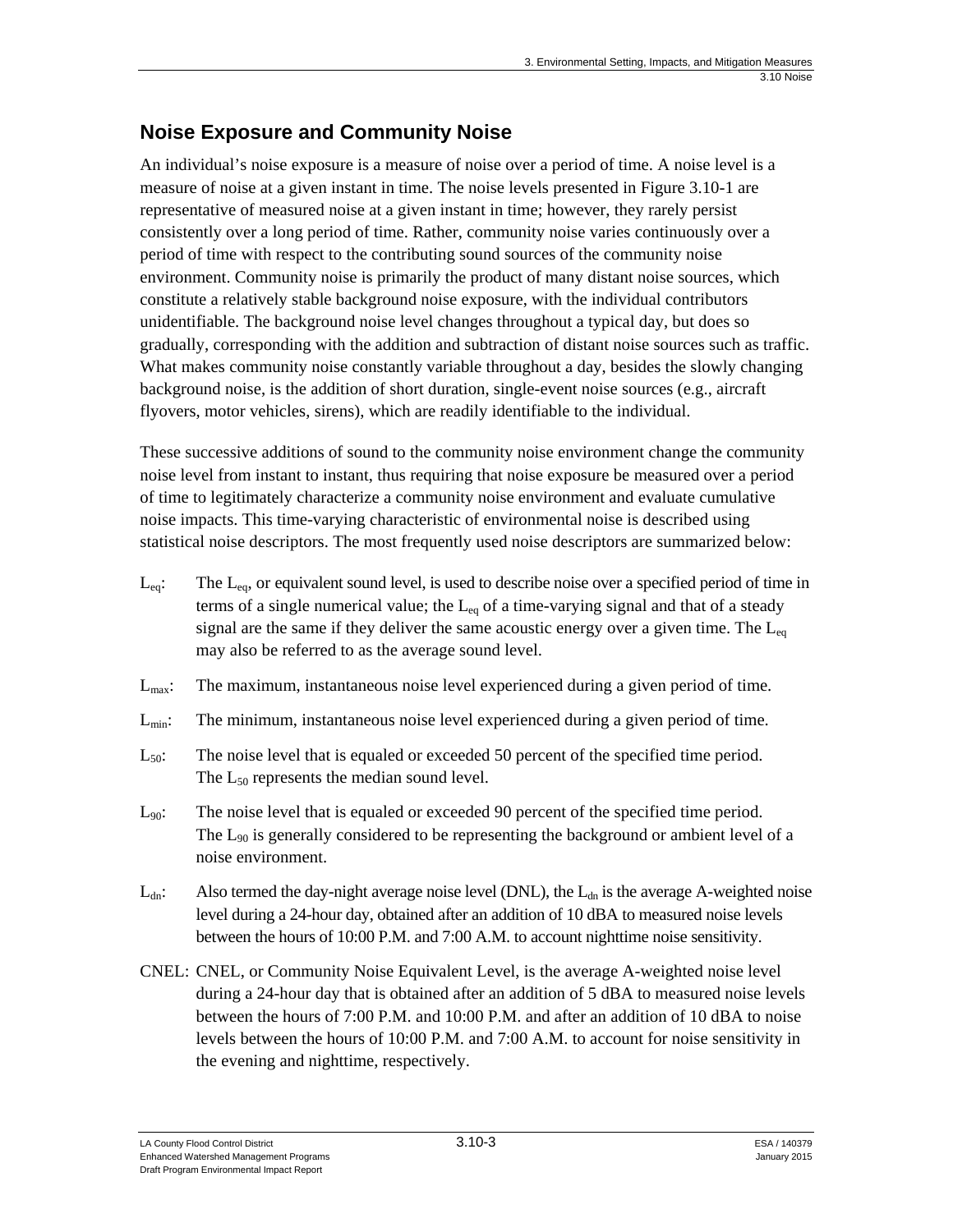## Noise Exposure and Community Noise

An individual's noise exposure is a measure of noise over a period of time. A noise level is a measure of noise at a given instant in time. The noise levels presented in Figure 3.10-1 are representative of measured noise at a given instant in time; however, they rarely persist consistently over a long period of time. Rather, community noise varies continuously over a period of time with respect to the contributing sound sources of the community noise environment. Community noise is primarily the product of many distant noise sources, which constitute a relatively stable background noise exposure, with the individual contributors unidentifiable. The background noise level changes throughout a typical day, but does so gradually, corresponding with the addition and subtraction of distant noise sources such as traffic. What makes community noise constantly variable throughout a day, besides the slowly changing background noise, is the addition of short duration, single-event noise sources (e.g., aircraft flyovers, motor vehicles, sirens), which are readily identifiable to the individual.

These successive additions of sound to the community noise environment change the community noise level from instant to instant, thus requiring that noise exposure be measured over a period of time to legitimately characterize a community noise environment and evaluate cumulative noise impacts. This time-varying characteristic of environmental noise is described using statistical noise descriptors. The most frequently used noise descriptors are summarized below:

$L_{eq}$: The $L_{eq}$, or equivalent sound level, is used to describe noise over a specified period of time in terms of a single numerical value; the $L_{eq}$ of a time-varying signal and that of a steady signal are the same if they deliver the same acoustic energy over a given time. The $L_{eq}$ may also be referred to as the average sound level.

$L_{max}$: The maximum, instantaneous noise level experienced during a given period of time.

$L_{min}$: The minimum, instantaneous noise level experienced during a given period of time.

$L_{50}$: The noise level that is equaled or exceeded 50 percent of the specified time period. The $L_{50}$ represents the median sound level.

$L_{90}$: The noise level that is equaled or exceeded 90 percent of the specified time period. The $L_{90}$ is generally considered to be representing the background or ambient level of a noise environment.

$L_{dn}$: Also termed the day-night average noise level (DNL), the $L_{dn}$ is the average A-weighted noise level during a 24-hour day, obtained after an addition of 10 dBA to measured noise levels between the hours of 10:00 P.M. and 7:00 A.M. to account nighttime noise sensitivity.

CNEL: CNEL, or Community Noise Equivalent Level, is the average A-weighted noise level during a 24-hour day that is obtained after an addition of 5 dBA to measured noise levels between the hours of 7:00 P.M. and 10:00 P.M. and after an addition of 10 dBA to noise levels between the hours of 10:00 P.M. and 7:00 A.M. to account for noise sensitivity in the evening and nighttime, respectively.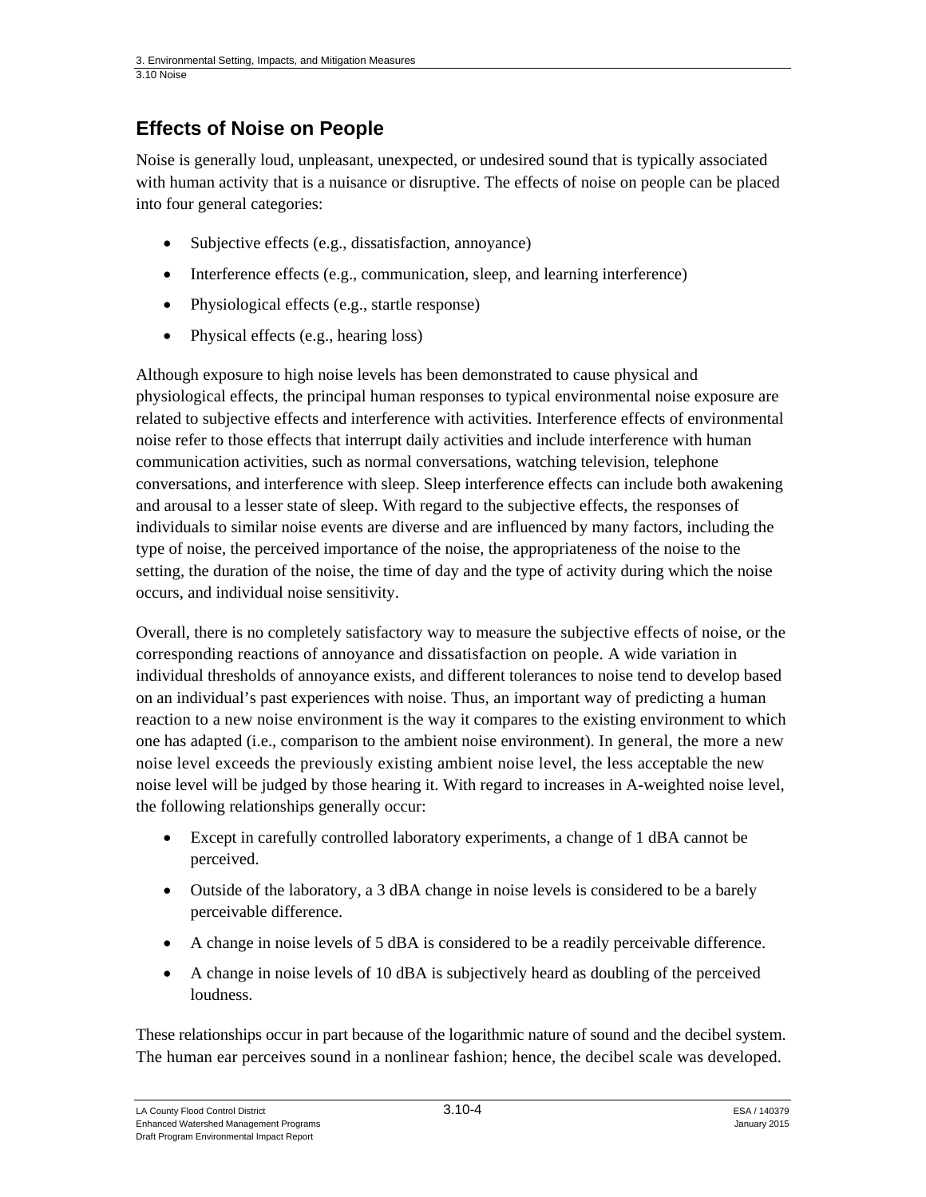## Effects of Noise on People

Noise is generally loud, unpleasant, unexpected, or undesired sound that is typically associated with human activity that is a nuisance or disruptive. The effects of noise on people can be placed into four general categories:

- Subjective effects (e.g., dissatisfaction, annoyance)
- Interference effects (e.g., communication, sleep, and learning interference)
- Physiological effects (e.g., startle response)
- Physical effects (e.g., hearing loss)

Although exposure to high noise levels has been demonstrated to cause physical and physiological effects, the principal human responses to typical environmental noise exposure are related to subjective effects and interference with activities. Interference effects of environmental noise refer to those effects that interrupt daily activities and include interference with human communication activities, such as normal conversations, watching television, telephone conversations, and interference with sleep. Sleep interference effects can include both awakening and arousal to a lesser state of sleep. With regard to the subjective effects, the responses of individuals to similar noise events are diverse and are influenced by many factors, including the type of noise, the perceived importance of the noise, the appropriateness of the noise to the setting, the duration of the noise, the time of day and the type of activity during which the noise occurs, and individual noise sensitivity.

Overall, there is no completely satisfactory way to measure the subjective effects of noise, or the corresponding reactions of annoyance and dissatisfaction on people. A wide variation in individual thresholds of annoyance exists, and different tolerances to noise tend to develop based on an individual's past experiences with noise. Thus, an important way of predicting a human reaction to a new noise environment is the way it compares to the existing environment to which one has adapted (i.e., comparison to the ambient noise environment). In general, the more a new noise level exceeds the previously existing ambient noise level, the less acceptable the new noise level will be judged by those hearing it. With regard to increases in A-weighted noise level, the following relationships generally occur:

- Except in carefully controlled laboratory experiments, a change of 1 dBA cannot be perceived.
- Outside of the laboratory, a 3 dBA change in noise levels is considered to be a barely perceivable difference.
- A change in noise levels of 5 dBA is considered to be a readily perceivable difference.
- A change in noise levels of 10 dBA is subjectively heard as doubling of the perceived loudness.

These relationships occur in part because of the logarithmic nature of sound and the decibel system. The human ear perceives sound in a nonlinear fashion; hence, the decibel scale was developed.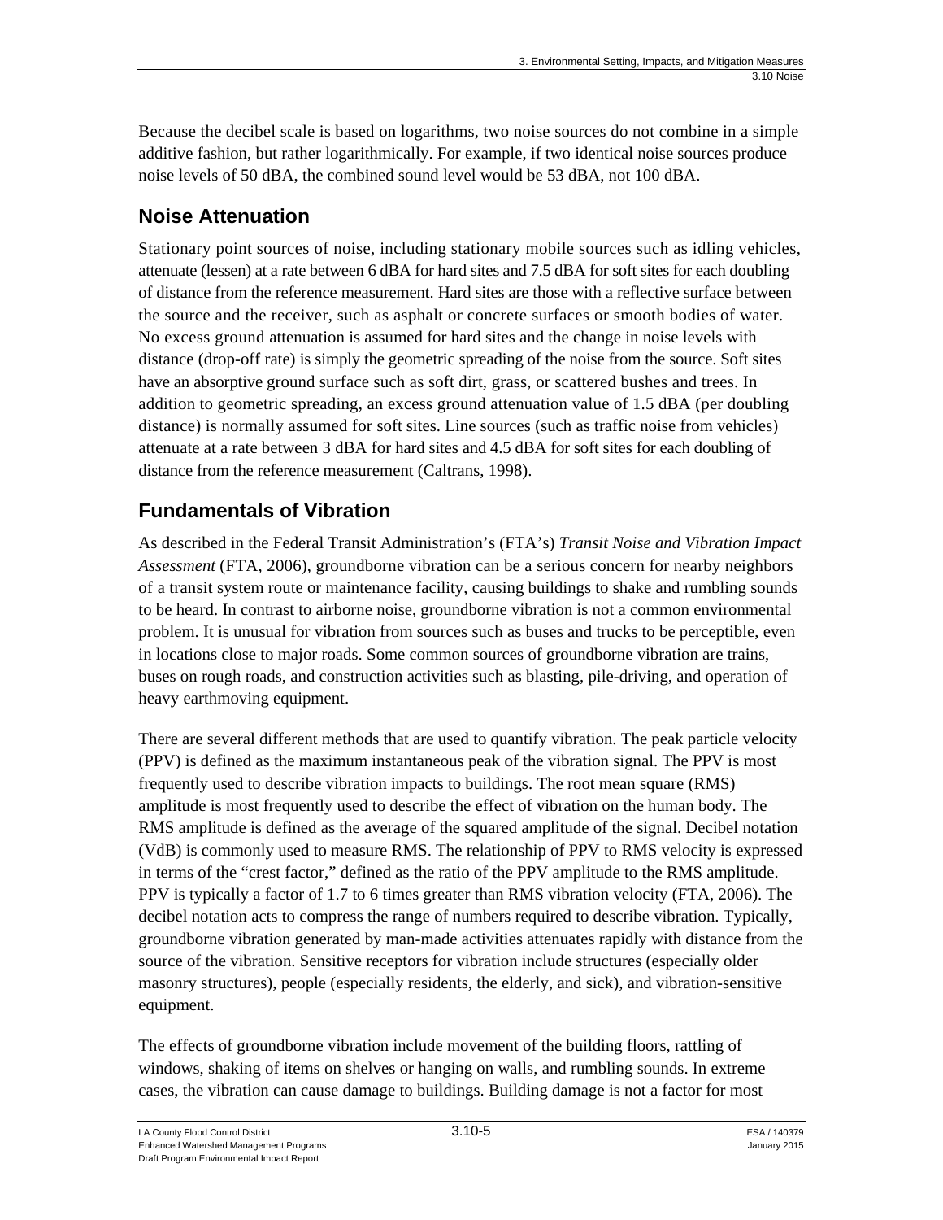Because the decibel scale is based on logarithms, two noise sources do not combine in a simple additive fashion, but rather logarithmically. For example, if two identical noise sources produce noise levels of 50 dBA, the combined sound level would be 53 dBA, not 100 dBA.

## Noise Attenuation

Stationary point sources of noise, including stationary mobile sources such as idling vehicles, attenuate (lessen) at a rate between 6 dBA for hard sites and 7.5 dBA for soft sites for each doubling of distance from the reference measurement. Hard sites are those with a reflective surface between the source and the receiver, such as asphalt or concrete surfaces or smooth bodies of water. No excess ground attenuation is assumed for hard sites and the change in noise levels with distance (drop-off rate) is simply the geometric spreading of the noise from the source. Soft sites have an absorptive ground surface such as soft dirt, grass, or scattered bushes and trees. In addition to geometric spreading, an excess ground attenuation value of 1.5 dBA (per doubling distance) is normally assumed for soft sites. Line sources (such as traffic noise from vehicles) attenuate at a rate between 3 dBA for hard sites and 4.5 dBA for soft sites for each doubling of distance from the reference measurement (Caltrans, 1998).

## Fundamentals of Vibration

As described in the Federal Transit Administration's (FTA's) *Transit Noise and Vibration Impact Assessment* (FTA, 2006), groundborne vibration can be a serious concern for nearby neighbors of a transit system route or maintenance facility, causing buildings to shake and rumbling sounds to be heard. In contrast to airborne noise, groundborne vibration is not a common environmental problem. It is unusual for vibration from sources such as buses and trucks to be perceptible, even in locations close to major roads. Some common sources of groundborne vibration are trains, buses on rough roads, and construction activities such as blasting, pile-driving, and operation of heavy earthmoving equipment.

There are several different methods that are used to quantify vibration. The peak particle velocity (PPV) is defined as the maximum instantaneous peak of the vibration signal. The PPV is most frequently used to describe vibration impacts to buildings. The root mean square (RMS) amplitude is most frequently used to describe the effect of vibration on the human body. The RMS amplitude is defined as the average of the squared amplitude of the signal. Decibel notation (VdB) is commonly used to measure RMS. The relationship of PPV to RMS velocity is expressed in terms of the "crest factor," defined as the ratio of the PPV amplitude to the RMS amplitude. PPV is typically a factor of 1.7 to 6 times greater than RMS vibration velocity (FTA, 2006). The decibel notation acts to compress the range of numbers required to describe vibration. Typically, groundborne vibration generated by man-made activities attenuates rapidly with distance from the source of the vibration. Sensitive receptors for vibration include structures (especially older masonry structures), people (especially residents, the elderly, and sick), and vibration-sensitive equipment.

The effects of groundborne vibration include movement of the building floors, rattling of windows, shaking of items on shelves or hanging on walls, and rumbling sounds. In extreme cases, the vibration can cause damage to buildings. Building damage is not a factor for most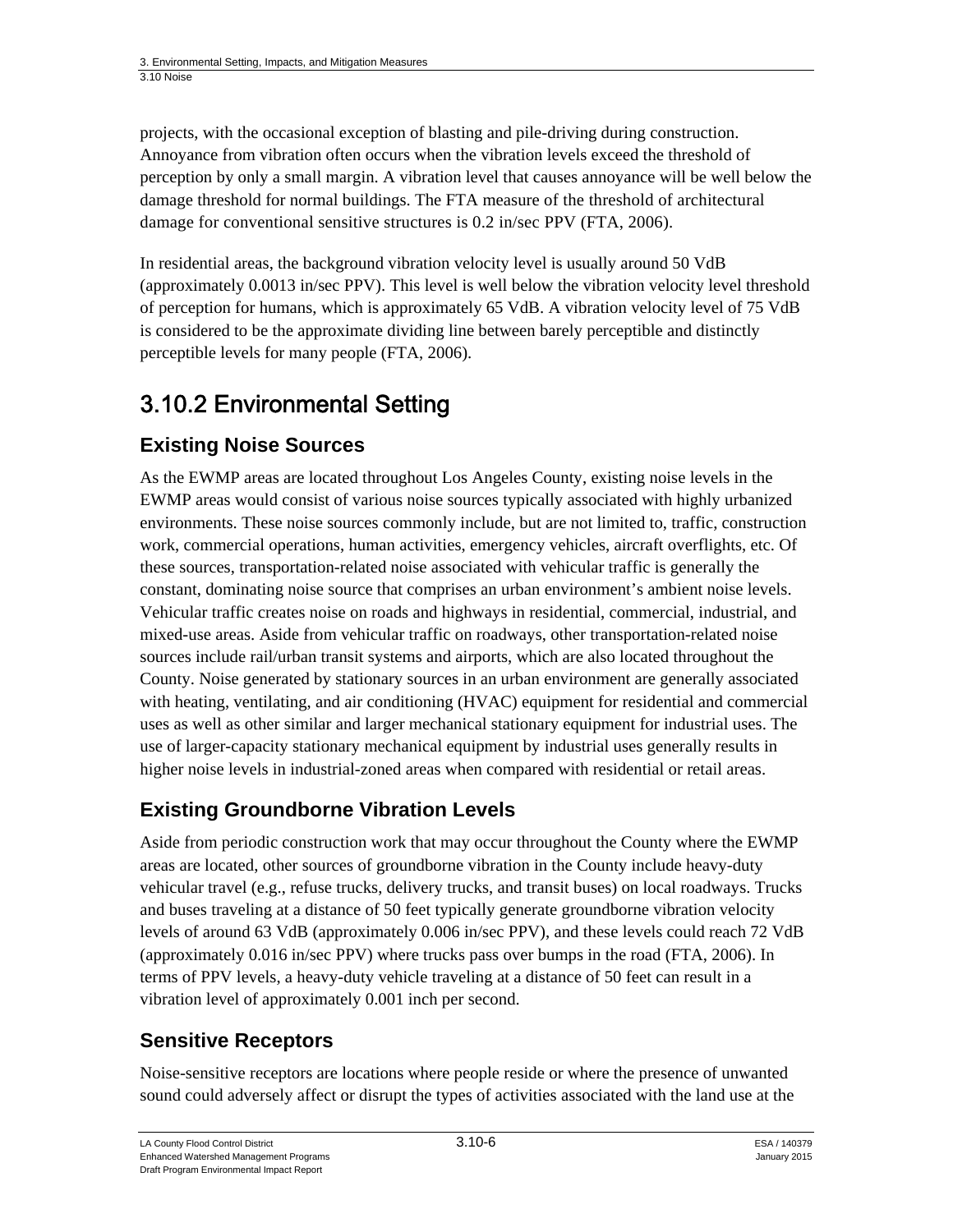projects, with the occasional exception of blasting and pile-driving during construction. Annoyance from vibration often occurs when the vibration levels exceed the threshold of perception by only a small margin. A vibration level that causes annoyance will be well below the damage threshold for normal buildings. The FTA measure of the threshold of architectural damage for conventional sensitive structures is 0.2 in/sec PPV (FTA, 2006).

In residential areas, the background vibration velocity level is usually around 50 VdB (approximately 0.0013 in/sec PPV). This level is well below the vibration velocity level threshold of perception for humans, which is approximately 65 VdB. A vibration velocity level of 75 VdB is considered to be the approximate dividing line between barely perceptible and distinctly perceptible levels for many people (FTA, 2006).

## 3.10.2 Environmental Setting

### Existing Noise Sources

As the EWMP areas are located throughout Los Angeles County, existing noise levels in the EWMP areas would consist of various noise sources typically associated with highly urbanized environments. These noise sources commonly include, but are not limited to, traffic, construction work, commercial operations, human activities, emergency vehicles, aircraft overflights, etc. Of these sources, transportation-related noise associated with vehicular traffic is generally the constant, dominating noise source that comprises an urban environment's ambient noise levels. Vehicular traffic creates noise on roads and highways in residential, commercial, industrial, and mixed-use areas. Aside from vehicular traffic on roadways, other transportation-related noise sources include rail/urban transit systems and airports, which are also located throughout the County. Noise generated by stationary sources in an urban environment are generally associated with heating, ventilating, and air conditioning (HVAC) equipment for residential and commercial uses as well as other similar and larger mechanical stationary equipment for industrial uses. The use of larger-capacity stationary mechanical equipment by industrial uses generally results in higher noise levels in industrial-zoned areas when compared with residential or retail areas.

### Existing Groundborne Vibration Levels

Aside from periodic construction work that may occur throughout the County where the EWMP areas are located, other sources of groundborne vibration in the County include heavy-duty vehicular travel (e.g., refuse trucks, delivery trucks, and transit buses) on local roadways. Trucks and buses traveling at a distance of 50 feet typically generate groundborne vibration velocity levels of around 63 VdB (approximately 0.006 in/sec PPV), and these levels could reach 72 VdB (approximately 0.016 in/sec PPV) where trucks pass over bumps in the road (FTA, 2006). In terms of PPV levels, a heavy-duty vehicle traveling at a distance of 50 feet can result in a vibration level of approximately 0.001 inch per second.

### Sensitive Receptors

Noise-sensitive receptors are locations where people reside or where the presence of unwanted sound could adversely affect or disrupt the types of activities associated with the land use at the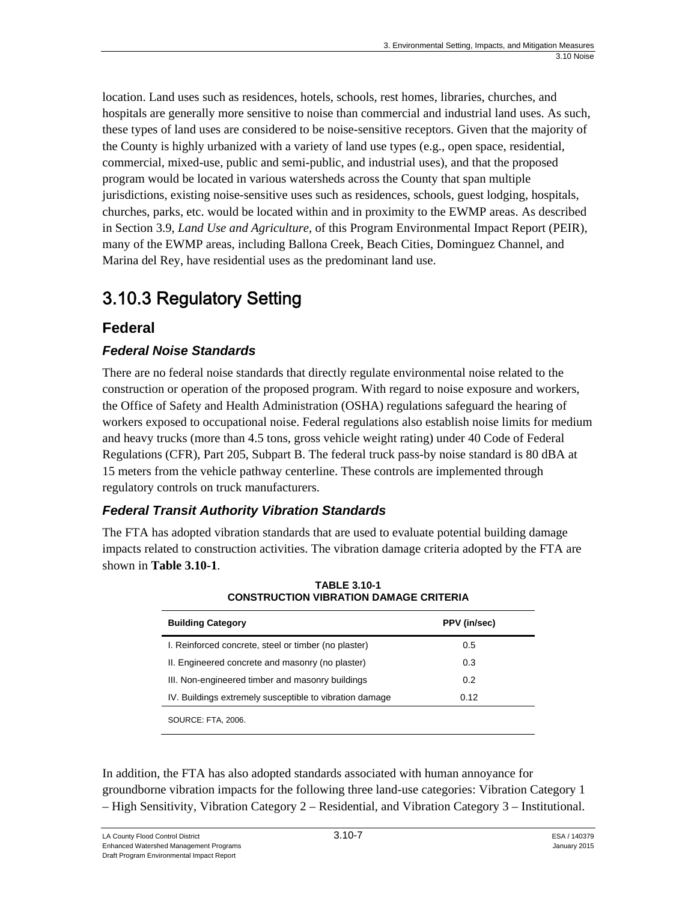location. Land uses such as residences, hotels, schools, rest homes, libraries, churches, and hospitals are generally more sensitive to noise than commercial and industrial land uses. As such, these types of land uses are considered to be noise-sensitive receptors. Given that the majority of the County is highly urbanized with a variety of land use types (e.g., open space, residential, commercial, mixed-use, public and semi-public, and industrial uses), and that the proposed program would be located in various watersheds across the County that span multiple jurisdictions, existing noise-sensitive uses such as residences, schools, guest lodging, hospitals, churches, parks, etc. would be located within and in proximity to the EWMP areas. As described in Section 3.9, *Land Use and Agriculture,* of this Program Environmental Impact Report (PEIR), many of the EWMP areas, including Ballona Creek, Beach Cities, Dominguez Channel, and Marina del Rey, have residential uses as the predominant land use.

# 3.10.3 Regulatory Setting

## Federal

### *Federal Noise Standards*

There are no federal noise standards that directly regulate environmental noise related to the construction or operation of the proposed program. With regard to noise exposure and workers, the Office of Safety and Health Administration (OSHA) regulations safeguard the hearing of workers exposed to occupational noise. Federal regulations also establish noise limits for medium and heavy trucks (more than 4.5 tons, gross vehicle weight rating) under 40 Code of Federal Regulations (CFR), Part 205, Subpart B. The federal truck pass-by noise standard is 80 dBA at 15 meters from the vehicle pathway centerline. These controls are implemented through regulatory controls on truck manufacturers.

### *Federal Transit Authority Vibration Standards*

The FTA has adopted vibration standards that are used to evaluate potential building damage impacts related to construction activities. The vibration damage criteria adopted by the FTA are shown in **Table 3.10-1**.

**TABLE 3.10-1**
**CONSTRUCTION VIBRATION DAMAGE CRITERIA**

| Building Category | PPV (in/sec) |
|---|---|
| I. Reinforced concrete, steel or timber (no plaster) | 0.5 |
| II. Engineered concrete and masonry (no plaster) | 0.3 |
| III. Non-engineered timber and masonry buildings | 0.2 |
| IV. Buildings extremely susceptible to vibration damage | 0.12 |

SOURCE: FTA, 2006.

In addition, the FTA has also adopted standards associated with human annoyance for groundborne vibration impacts for the following three land-use categories: Vibration Category 1 – High Sensitivity, Vibration Category 2 – Residential, and Vibration Category 3 – Institutional.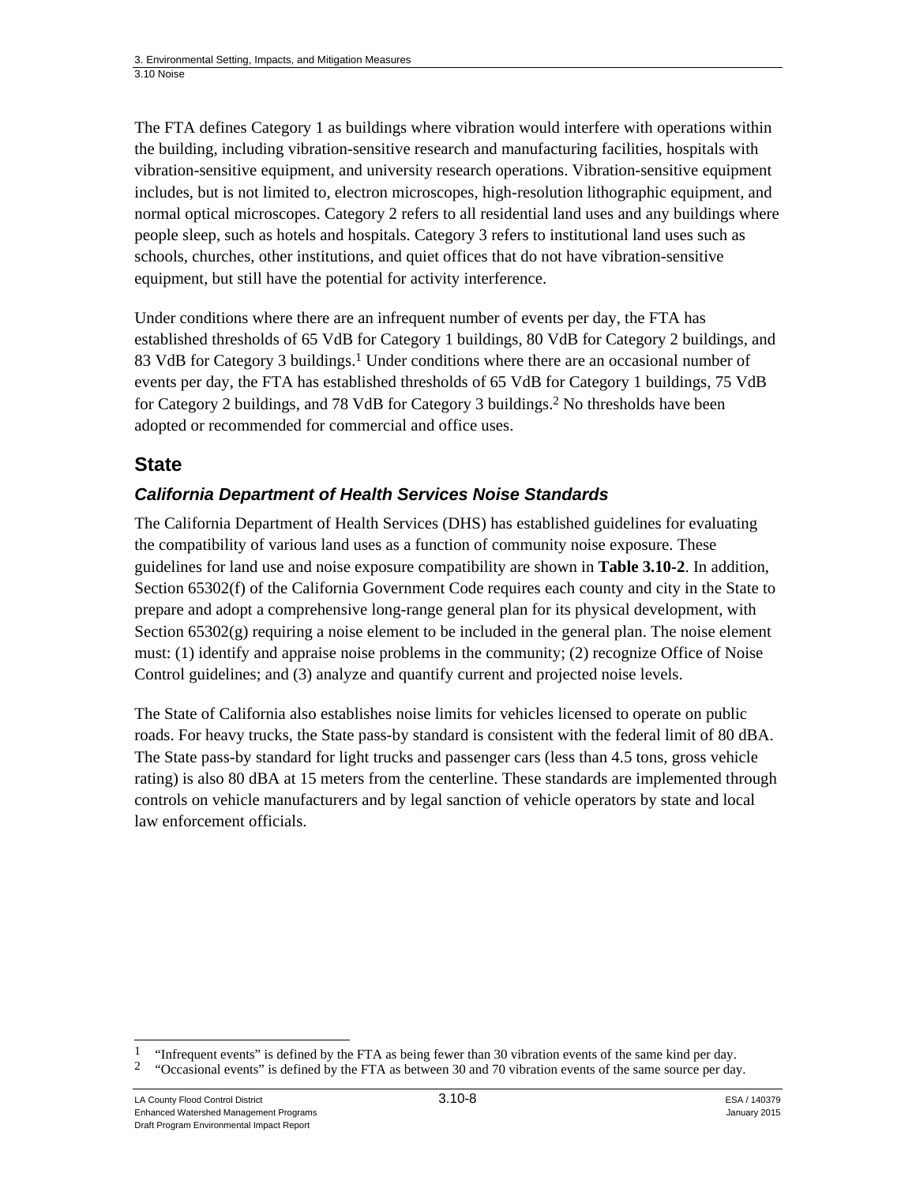The FTA defines Category 1 as buildings where vibration would interfere with operations within the building, including vibration-sensitive research and manufacturing facilities, hospitals with vibration-sensitive equipment, and university research operations. Vibration-sensitive equipment includes, but is not limited to, electron microscopes, high-resolution lithographic equipment, and normal optical microscopes. Category 2 refers to all residential land uses and any buildings where people sleep, such as hotels and hospitals. Category 3 refers to institutional land uses such as schools, churches, other institutions, and quiet offices that do not have vibration-sensitive equipment, but still have the potential for activity interference.

Under conditions where there are an infrequent number of events per day, the FTA has established thresholds of 65 VdB for Category 1 buildings, 80 VdB for Category 2 buildings, and 83 VdB for Category 3 buildings.[1] Under conditions where there are an occasional number of events per day, the FTA has established thresholds of 65 VdB for Category 1 buildings, 75 VdB for Category 2 buildings, and 78 VdB for Category 3 buildings.[2] No thresholds have been adopted or recommended for commercial and office uses.

## State

### *California Department of Health Services Noise Standards*

The California Department of Health Services (DHS) has established guidelines for evaluating the compatibility of various land uses as a function of community noise exposure. These guidelines for land use and noise exposure compatibility are shown in **Table 3.10-2**. In addition, Section 65302(f) of the California Government Code requires each county and city in the State to prepare and adopt a comprehensive long-range general plan for its physical development, with Section 65302(g) requiring a noise element to be included in the general plan. The noise element must: (1) identify and appraise noise problems in the community; (2) recognize Office of Noise Control guidelines; and (3) analyze and quantify current and projected noise levels.

The State of California also establishes noise limits for vehicles licensed to operate on public roads. For heavy trucks, the State pass-by standard is consistent with the federal limit of 80 dBA. The State pass-by standard for light trucks and passenger cars (less than 4.5 tons, gross vehicle rating) is also 80 dBA at 15 meters from the centerline. These standards are implemented through controls on vehicle manufacturers and by legal sanction of vehicle operators by state and local law enforcement officials.

---

[1] "Infrequent events" is defined by the FTA as being fewer than 30 vibration events of the same kind per day.

[2] "Occasional events" is defined by the FTA as between 30 and 70 vibration events of the same source per day.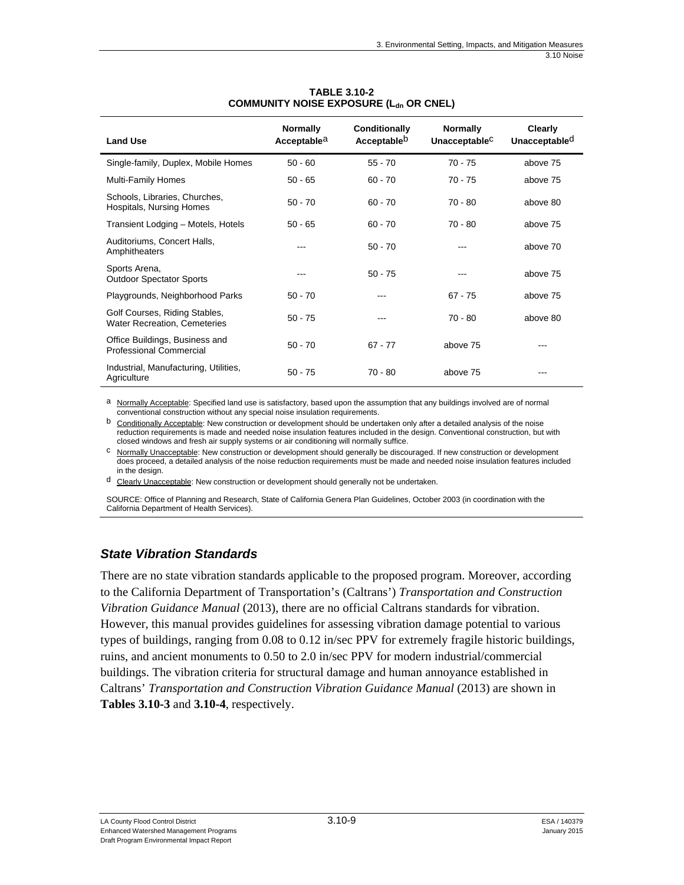**TABLE 3.10-2**
**COMMUNITY NOISE EXPOSURE ($L_{dn}$ OR CNEL)**

| Land Use | Normally Acceptable[a] | Conditionally Acceptable[b] | Normally Unacceptable[c] | Clearly Unacceptable[d] |
|---|---|---|---|---|
| Single-family, Duplex, Mobile Homes | 50 - 60 | 55 - 70 | 70 - 75 | above 75 |
| Multi-Family Homes | 50 - 65 | 60 - 70 | 70 - 75 | above 75 |
| Schools, Libraries, Churches, Hospitals, Nursing Homes | 50 - 70 | 60 - 70 | 70 - 80 | above 80 |
| Transient Lodging – Motels, Hotels | 50 - 65 | 60 - 70 | 70 - 80 | above 75 |
| Auditoriums, Concert Halls, Amphitheaters | --- | 50 - 70 | --- | above 70 |
| Sports Arena, Outdoor Spectator Sports | --- | 50 - 75 | --- | above 75 |
| Playgrounds, Neighborhood Parks | 50 - 70 | --- | 67 - 75 | above 75 |
| Golf Courses, Riding Stables, Water Recreation, Cemeteries | 50 - 75 | --- | 70 - 80 | above 80 |
| Office Buildings, Business and Professional Commercial | 50 - 70 | 67 - 77 | above 75 | --- |
| Industrial, Manufacturing, Utilities, Agriculture | 50 - 75 | 70 - 80 | above 75 | --- |

[a] Normally Acceptable: Specified land use is satisfactory, based upon the assumption that any buildings involved are of normal conventional construction without any special noise insulation requirements.

[b] Conditionally Acceptable: New construction or development should be undertaken only after a detailed analysis of the noise reduction requirements is made and needed noise insulation features included in the design. Conventional construction, but with closed windows and fresh air supply systems or air conditioning will normally suffice.

[c] Normally Unacceptable: New construction or development should generally be discouraged. If new construction or development does proceed, a detailed analysis of the noise reduction requirements must be made and needed noise insulation features included in the design.

[d] Clearly Unacceptable: New construction or development should generally not be undertaken.

SOURCE: Office of Planning and Research, State of California Genera Plan Guidelines, October 2003 (in coordination with the California Department of Health Services).

### *State Vibration Standards*

There are no state vibration standards applicable to the proposed program. Moreover, according to the California Department of Transportation's (Caltrans') *Transportation and Construction Vibration Guidance Manual* (2013), there are no official Caltrans standards for vibration. However, this manual provides guidelines for assessing vibration damage potential to various types of buildings, ranging from 0.08 to 0.12 in/sec PPV for extremely fragile historic buildings, ruins, and ancient monuments to 0.50 to 2.0 in/sec PPV for modern industrial/commercial buildings. The vibration criteria for structural damage and human annoyance established in Caltrans' *Transportation and Construction Vibration Guidance Manual* (2013) are shown in **Tables 3.10-3** and **3.10-4**, respectively.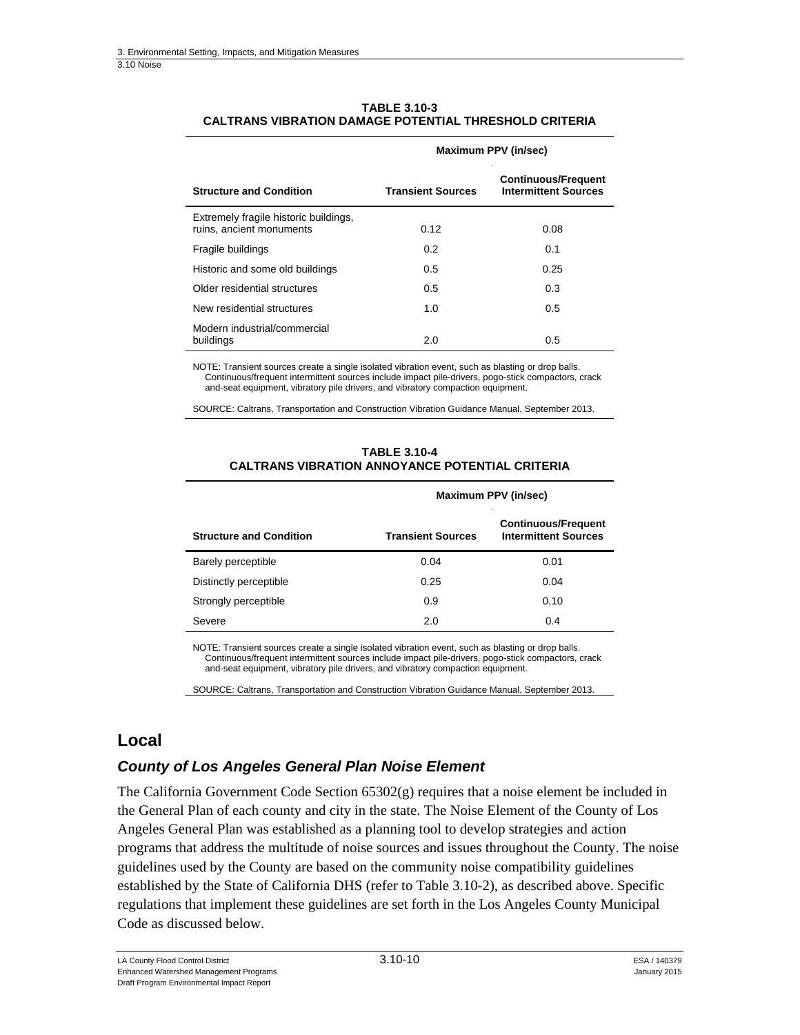**TABLE 3.10-3**
**CALTRANS VIBRATION DAMAGE POTENTIAL THRESHOLD CRITERIA**

| | Maximum PPV (in/sec) | |
|---|---|---|
| **Structure and Condition** | **Transient Sources** | **Continuous/Frequent Intermittent Sources** |
| Extremely fragile historic buildings, ruins, ancient monuments | 0.12 | 0.08 |
| Fragile buildings | 0.2 | 0.1 |
| Historic and some old buildings | 0.5 | 0.25 |
| Older residential structures | 0.5 | 0.3 |
| New residential structures | 1.0 | 0.5 |
| Modern industrial/commercial buildings | 2.0 | 0.5 |

NOTE: Transient sources create a single isolated vibration event, such as blasting or drop balls. Continuous/frequent intermittent sources include impact pile-drivers, pogo-stick compactors, crack and-seat equipment, vibratory pile drivers, and vibratory compaction equipment.

SOURCE: Caltrans, Transportation and Construction Vibration Guidance Manual, September 2013.

**TABLE 3.10-4**
**CALTRANS VIBRATION ANNOYANCE POTENTIAL CRITERIA**

| | Maximum PPV (in/sec) | |
|---|---|---|
| **Structure and Condition** | **Transient Sources** | **Continuous/Frequent Intermittent Sources** |
| Barely perceptible | 0.04 | 0.01 |
| Distinctly perceptible | 0.25 | 0.04 |
| Strongly perceptible | 0.9 | 0.10 |
| Severe | 2.0 | 0.4 |

NOTE: Transient sources create a single isolated vibration event, such as blasting or drop balls. Continuous/frequent intermittent sources include impact pile-drivers, pogo-stick compactors, crack and-seat equipment, vibratory pile drivers, and vibratory compaction equipment.

SOURCE: Caltrans, Transportation and Construction Vibration Guidance Manual, September 2013.

## Local

### *County of Los Angeles General Plan Noise Element*

The California Government Code Section 65302(g) requires that a noise element be included in the General Plan of each county and city in the state. The Noise Element of the County of Los Angeles General Plan was established as a planning tool to develop strategies and action programs that address the multitude of noise sources and issues throughout the County. The noise guidelines used by the County are based on the community noise compatibility guidelines established by the State of California DHS (refer to Table 3.10-2), as described above. Specific regulations that implement these guidelines are set forth in the Los Angeles County Municipal Code as discussed below.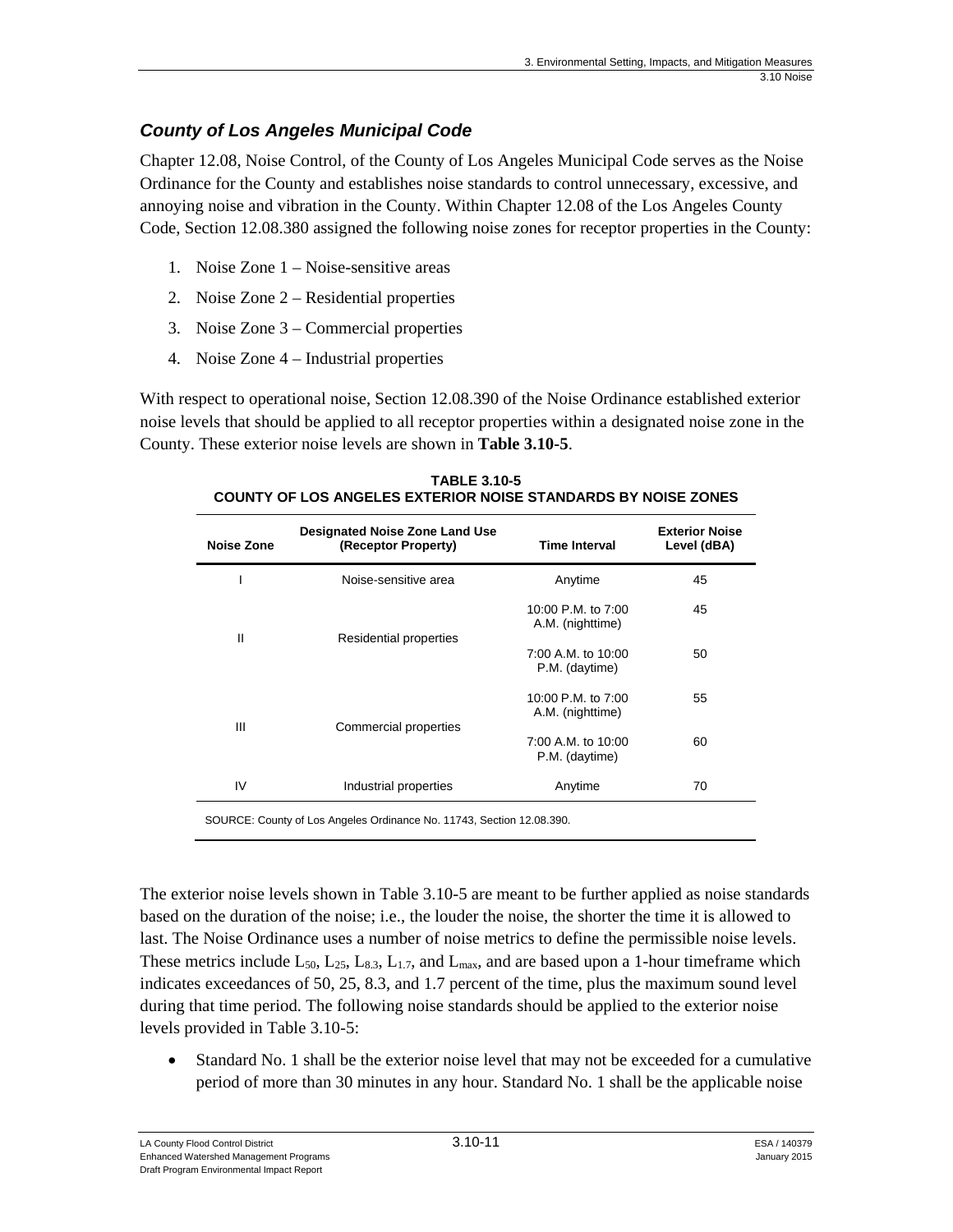### *County of Los Angeles Municipal Code*

Chapter 12.08, Noise Control, of the County of Los Angeles Municipal Code serves as the Noise Ordinance for the County and establishes noise standards to control unnecessary, excessive, and annoying noise and vibration in the County. Within Chapter 12.08 of the Los Angeles County Code, Section 12.08.380 assigned the following noise zones for receptor properties in the County:

1. Noise Zone 1 – Noise-sensitive areas
2. Noise Zone 2 – Residential properties
3. Noise Zone 3 – Commercial properties
4. Noise Zone 4 – Industrial properties

With respect to operational noise, Section 12.08.390 of the Noise Ordinance established exterior noise levels that should be applied to all receptor properties within a designated noise zone in the County. These exterior noise levels are shown in **Table 3.10-5**.

**TABLE 3.10-5**
**COUNTY OF LOS ANGELES EXTERIOR NOISE STANDARDS BY NOISE ZONES**

| Noise Zone | Designated Noise Zone Land Use (Receptor Property) | Time Interval | Exterior Noise Level (dBA) |
|---|---|---|---|
| I | Noise-sensitive area | Anytime | 45 |
| II | Residential properties | 10:00 P.M. to 7:00 A.M. (nighttime) | 45 |
| | | 7:00 A.M. to 10:00 P.M. (daytime) | 50 |
| III | Commercial properties | 10:00 P.M. to 7:00 A.M. (nighttime) | 55 |
| | | 7:00 A.M. to 10:00 P.M. (daytime) | 60 |
| IV | Industrial properties | Anytime | 70 |

SOURCE: County of Los Angeles Ordinance No. 11743, Section 12.08.390.

The exterior noise levels shown in Table 3.10-5 are meant to be further applied as noise standards based on the duration of the noise; i.e., the louder the noise, the shorter the time it is allowed to last. The Noise Ordinance uses a number of noise metrics to define the permissible noise levels. These metrics include $L_{50}$, $L_{25}$, $L_{8.3}$, $L_{1.7}$, and $L_{max}$, and are based upon a 1-hour timeframe which indicates exceedances of 50, 25, 8.3, and 1.7 percent of the time, plus the maximum sound level during that time period. The following noise standards should be applied to the exterior noise levels provided in Table 3.10-5:

- Standard No. 1 shall be the exterior noise level that may not be exceeded for a cumulative period of more than 30 minutes in any hour. Standard No. 1 shall be the applicable noise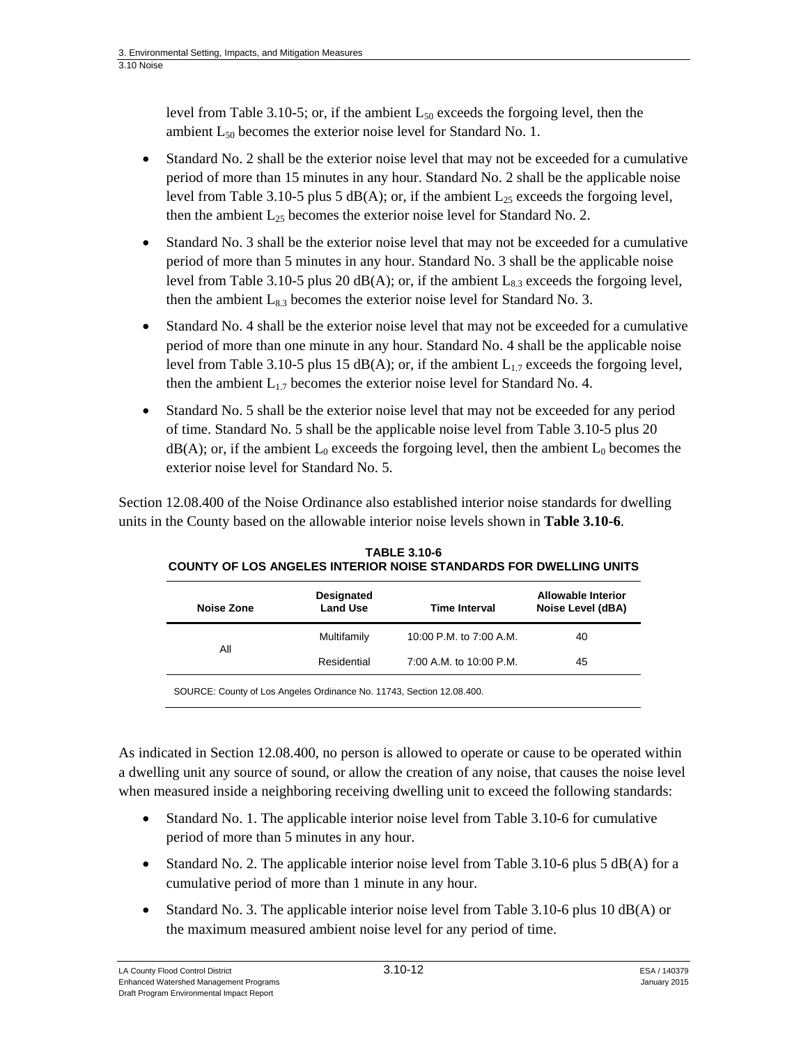level from Table 3.10-5; or, if the ambient $L_{50}$ exceeds the forgoing level, then the ambient $L_{50}$ becomes the exterior noise level for Standard No. 1.

- Standard No. 2 shall be the exterior noise level that may not be exceeded for a cumulative period of more than 15 minutes in any hour. Standard No. 2 shall be the applicable noise level from Table 3.10-5 plus 5 dB(A); or, if the ambient $L_{25}$ exceeds the forgoing level, then the ambient $L_{25}$ becomes the exterior noise level for Standard No. 2.
- Standard No. 3 shall be the exterior noise level that may not be exceeded for a cumulative period of more than 5 minutes in any hour. Standard No. 3 shall be the applicable noise level from Table 3.10-5 plus 20 dB(A); or, if the ambient $L_{8.3}$ exceeds the forgoing level, then the ambient $L_{8.3}$ becomes the exterior noise level for Standard No. 3.
- Standard No. 4 shall be the exterior noise level that may not be exceeded for a cumulative period of more than one minute in any hour. Standard No. 4 shall be the applicable noise level from Table 3.10-5 plus 15 dB(A); or, if the ambient $L_{1.7}$ exceeds the forgoing level, then the ambient $L_{1.7}$ becomes the exterior noise level for Standard No. 4.
- Standard No. 5 shall be the exterior noise level that may not be exceeded for any period of time. Standard No. 5 shall be the applicable noise level from Table 3.10-5 plus 20 dB(A); or, if the ambient $L_0$ exceeds the forgoing level, then the ambient $L_0$ becomes the exterior noise level for Standard No. 5.

Section 12.08.400 of the Noise Ordinance also established interior noise standards for dwelling units in the County based on the allowable interior noise levels shown in **Table 3.10-6**.

**TABLE 3.10-6**
**COUNTY OF LOS ANGELES INTERIOR NOISE STANDARDS FOR DWELLING UNITS**

| Noise Zone | Designated Land Use | Time Interval | Allowable Interior Noise Level (dBA) |
|---|---|---|---|
| All | Multifamily | 10:00 P.M. to 7:00 A.M. | 40 |
| | Residential | 7:00 A.M. to 10:00 P.M. | 45 |

SOURCE: County of Los Angeles Ordinance No. 11743, Section 12.08.400.

As indicated in Section 12.08.400, no person is allowed to operate or cause to be operated within a dwelling unit any source of sound, or allow the creation of any noise, that causes the noise level when measured inside a neighboring receiving dwelling unit to exceed the following standards:

- Standard No. 1. The applicable interior noise level from Table 3.10-6 for cumulative period of more than 5 minutes in any hour.
- Standard No. 2. The applicable interior noise level from Table 3.10-6 plus 5 dB(A) for a cumulative period of more than 1 minute in any hour.
- Standard No. 3. The applicable interior noise level from Table 3.10-6 plus 10 dB(A) or the maximum measured ambient noise level for any period of time.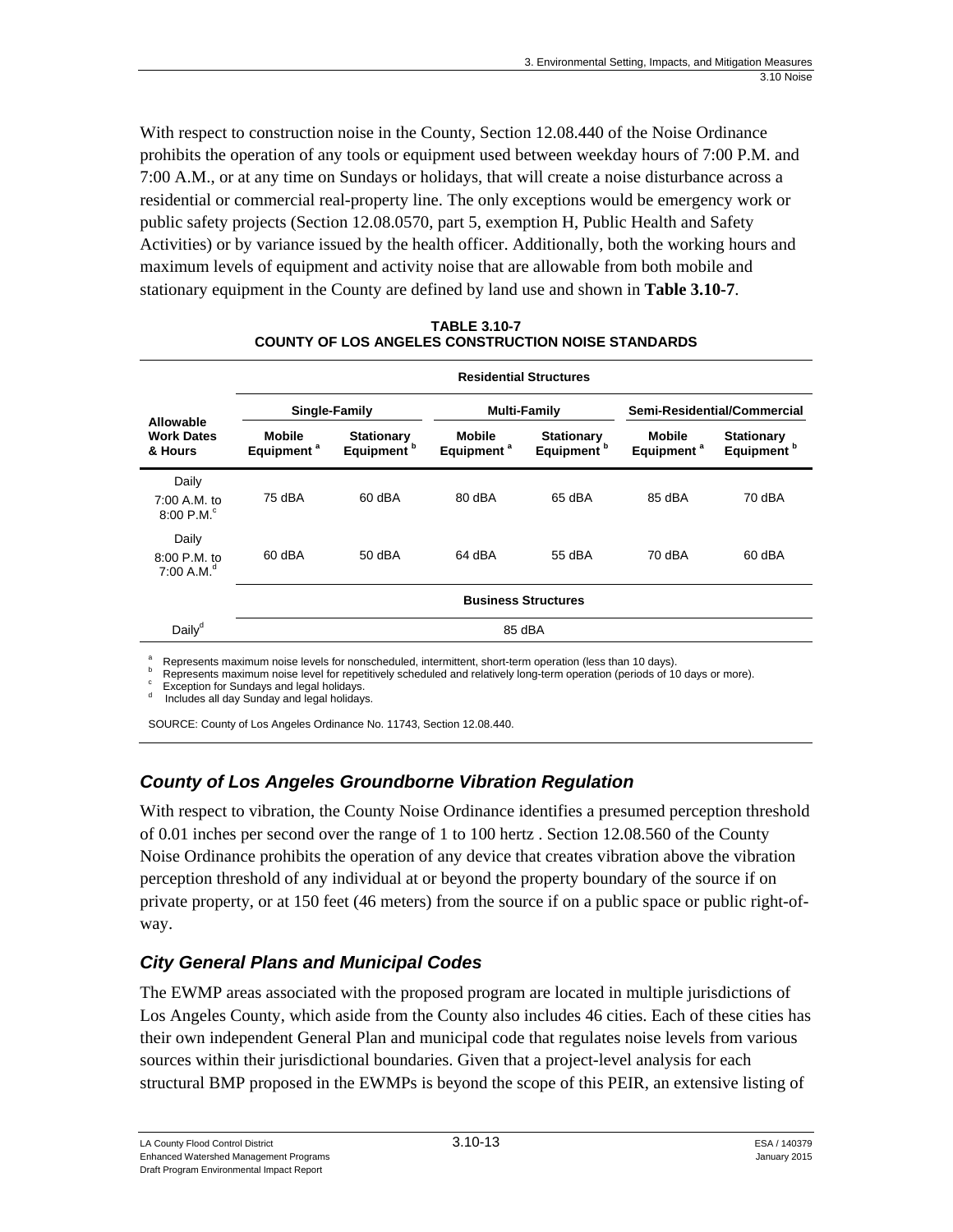With respect to construction noise in the County, Section 12.08.440 of the Noise Ordinance prohibits the operation of any tools or equipment used between weekday hours of 7:00 P.M. and 7:00 A.M., or at any time on Sundays or holidays, that will create a noise disturbance across a residential or commercial real-property line. The only exceptions would be emergency work or public safety projects (Section 12.08.0570, part 5, exemption H, Public Health and Safety Activities) or by variance issued by the health officer. Additionally, both the working hours and maximum levels of equipment and activity noise that are allowable from both mobile and stationary equipment in the County are defined by land use and shown in **Table 3.10-7**.

**TABLE 3.10-7**
**COUNTY OF LOS ANGELES CONSTRUCTION NOISE STANDARDS**

| Allowable Work Dates & Hours | Residential Structures | | | | | |
|---|---|---|---|---|---|---|
| | Single-Family | | Multi-Family | | Semi-Residential/Commercial | |
| | Mobile Equipment [a] | Stationary Equipment [b] | Mobile Equipment [a] | Stationary Equipment [b] | Mobile Equipment [a] | Stationary Equipment [b] |
| Daily 7:00 A.M. to 8:00 P.M.[c] | 75 dBA | 60 dBA | 80 dBA | 65 dBA | 85 dBA | 70 dBA |
| Daily 8:00 P.M. to 7:00 A.M.[d] | 60 dBA | 50 dBA | 64 dBA | 55 dBA | 70 dBA | 60 dBA |
| | Business Structures | | | | | |
| Daily[d] | 85 dBA | | | | | |

[a] Represents maximum noise levels for nonscheduled, intermittent, short-term operation (less than 10 days).
[b] Represents maximum noise level for repetitively scheduled and relatively long-term operation (periods of 10 days or more).
[c] Exception for Sundays and legal holidays.
[d] Includes all day Sunday and legal holidays.

SOURCE: County of Los Angeles Ordinance No. 11743, Section 12.08.440.

### *County of Los Angeles Groundborne Vibration Regulation*

With respect to vibration, the County Noise Ordinance identifies a presumed perception threshold of 0.01 inches per second over the range of 1 to 100 hertz . Section 12.08.560 of the County Noise Ordinance prohibits the operation of any device that creates vibration above the vibration perception threshold of any individual at or beyond the property boundary of the source if on private property, or at 150 feet (46 meters) from the source if on a public space or public right-of-way.

### *City General Plans and Municipal Codes*

The EWMP areas associated with the proposed program are located in multiple jurisdictions of Los Angeles County, which aside from the County also includes 46 cities. Each of these cities has their own independent General Plan and municipal code that regulates noise levels from various sources within their jurisdictional boundaries. Given that a project-level analysis for each structural BMP proposed in the EWMPs is beyond the scope of this PEIR, an extensive listing of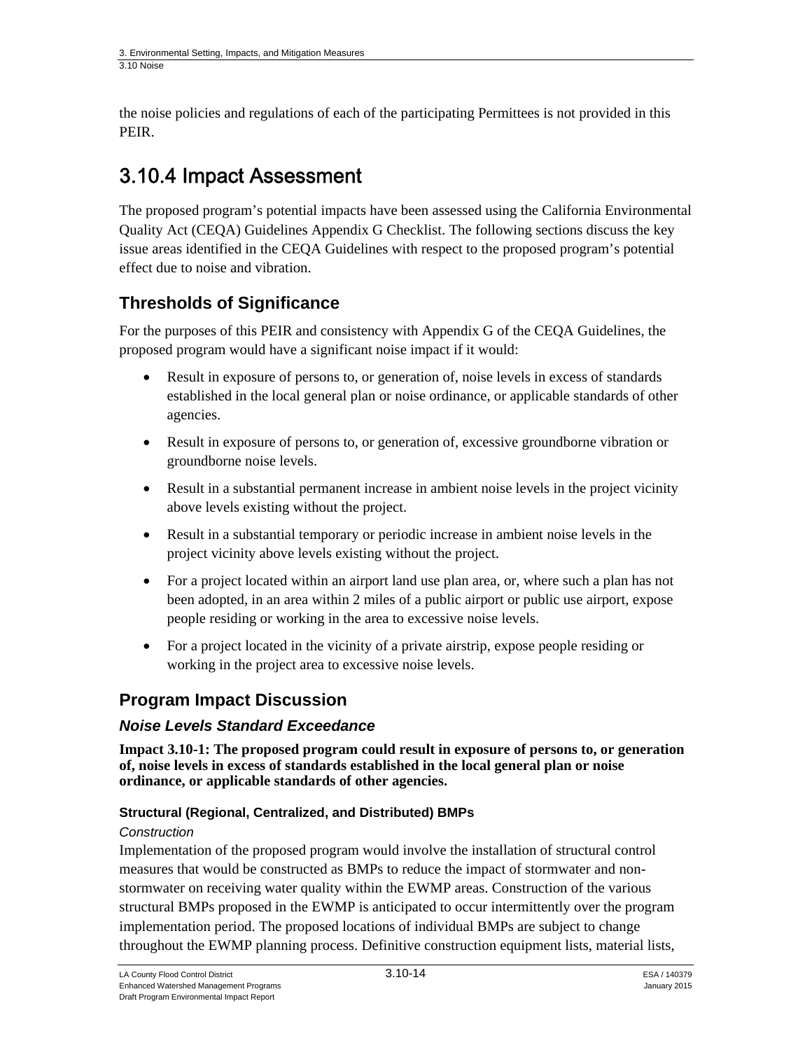the noise policies and regulations of each of the participating Permittees is not provided in this PEIR.

# 3.10.4 Impact Assessment

The proposed program's potential impacts have been assessed using the California Environmental Quality Act (CEQA) Guidelines Appendix G Checklist. The following sections discuss the key issue areas identified in the CEQA Guidelines with respect to the proposed program's potential effect due to noise and vibration.

## Thresholds of Significance

For the purposes of this PEIR and consistency with Appendix G of the CEQA Guidelines, the proposed program would have a significant noise impact if it would:

- Result in exposure of persons to, or generation of, noise levels in excess of standards established in the local general plan or noise ordinance, or applicable standards of other agencies.
- Result in exposure of persons to, or generation of, excessive groundborne vibration or groundborne noise levels.
- Result in a substantial permanent increase in ambient noise levels in the project vicinity above levels existing without the project.
- Result in a substantial temporary or periodic increase in ambient noise levels in the project vicinity above levels existing without the project.
- For a project located within an airport land use plan area, or, where such a plan has not been adopted, in an area within 2 miles of a public airport or public use airport, expose people residing or working in the area to excessive noise levels.
- For a project located in the vicinity of a private airstrip, expose people residing or working in the project area to excessive noise levels.

## Program Impact Discussion

### *Noise Levels Standard Exceedance*

**Impact 3.10-1: The proposed program could result in exposure of persons to, or generation of, noise levels in excess of standards established in the local general plan or noise ordinance, or applicable standards of other agencies.**

#### Structural (Regional, Centralized, and Distributed) BMPs

*Construction*

Implementation of the proposed program would involve the installation of structural control measures that would be constructed as BMPs to reduce the impact of stormwater and non-stormwater on receiving water quality within the EWMP areas. Construction of the various structural BMPs proposed in the EWMP is anticipated to occur intermittently over the program implementation period. The proposed locations of individual BMPs are subject to change throughout the EWMP planning process. Definitive construction equipment lists, material lists,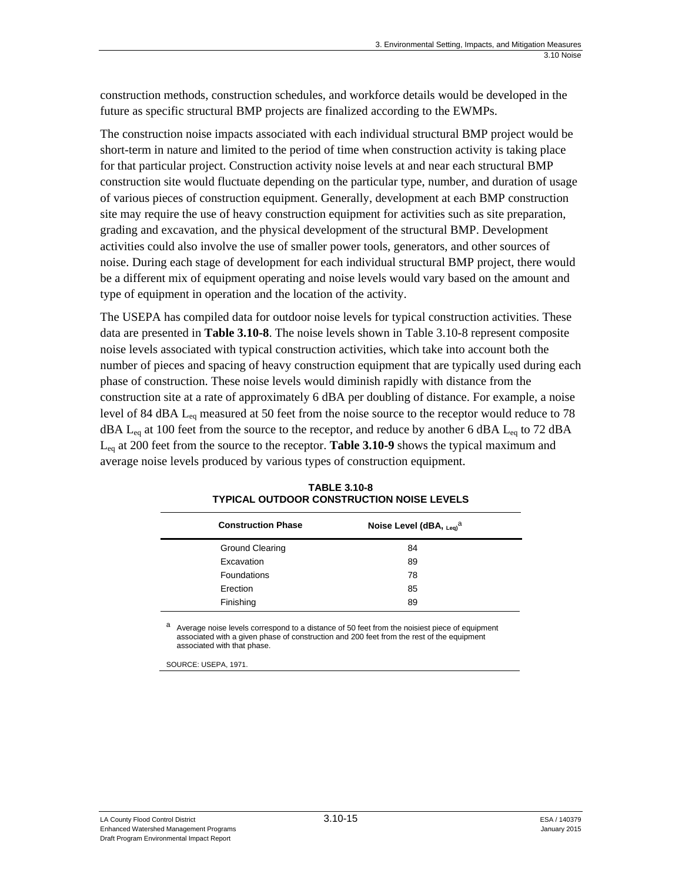construction methods, construction schedules, and workforce details would be developed in the future as specific structural BMP projects are finalized according to the EWMPs.

The construction noise impacts associated with each individual structural BMP project would be short-term in nature and limited to the period of time when construction activity is taking place for that particular project. Construction activity noise levels at and near each structural BMP construction site would fluctuate depending on the particular type, number, and duration of usage of various pieces of construction equipment. Generally, development at each BMP construction site may require the use of heavy construction equipment for activities such as site preparation, grading and excavation, and the physical development of the structural BMP. Development activities could also involve the use of smaller power tools, generators, and other sources of noise. During each stage of development for each individual structural BMP project, there would be a different mix of equipment operating and noise levels would vary based on the amount and type of equipment in operation and the location of the activity.

The USEPA has compiled data for outdoor noise levels for typical construction activities. These data are presented in **Table 3.10-8**. The noise levels shown in Table 3.10-8 represent composite noise levels associated with typical construction activities, which take into account both the number of pieces and spacing of heavy construction equipment that are typically used during each phase of construction. These noise levels would diminish rapidly with distance from the construction site at a rate of approximately 6 dBA per doubling of distance. For example, a noise level of 84 dBA $L_{eq}$ measured at 50 feet from the noise source to the receptor would reduce to 78 dBA $L_{eq}$ at 100 feet from the source to the receptor, and reduce by another 6 dBA $L_{eq}$ to 72 dBA $L_{eq}$ at 200 feet from the source to the receptor. **Table 3.10-9** shows the typical maximum and average noise levels produced by various types of construction equipment.

**TABLE 3.10-8**
**TYPICAL OUTDOOR CONSTRUCTION NOISE LEVELS**

| Construction Phase | Noise Level (dBA, $_{Leq}$)[a] |
|---|---|
| Ground Clearing | 84 |
| Excavation | 89 |
| Foundations | 78 |
| Erection | 85 |
| Finishing | 89 |

[a] Average noise levels correspond to a distance of 50 feet from the noisiest piece of equipment associated with a given phase of construction and 200 feet from the rest of the equipment associated with that phase.

SOURCE: USEPA, 1971.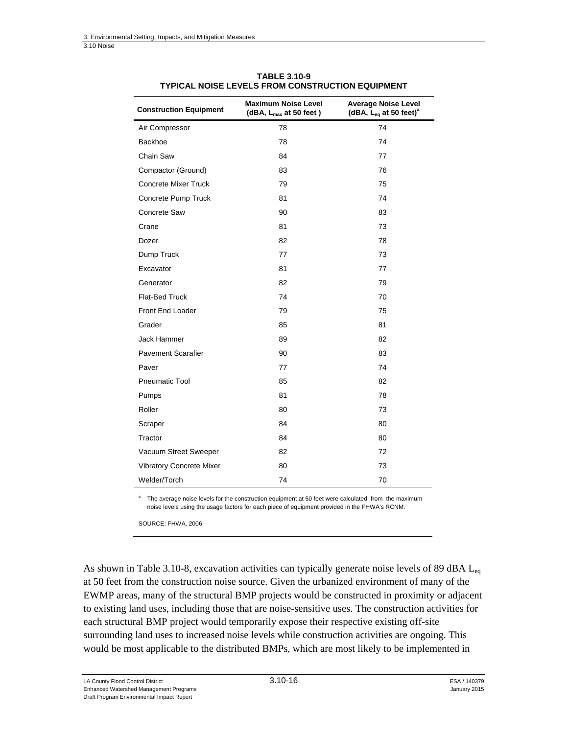**TABLE 3.10-9**
**TYPICAL NOISE LEVELS FROM CONSTRUCTION EQUIPMENT**

| Construction Equipment | Maximum Noise Level (dBA, $L_{max}$ at 50 feet ) | Average Noise Level (dBA, $L_{eq}$ at 50 feet)[a] |
|---|---|---|
| Air Compressor | 78 | 74 |
| Backhoe | 78 | 74 |
| Chain Saw | 84 | 77 |
| Compactor (Ground) | 83 | 76 |
| Concrete Mixer Truck | 79 | 75 |
| Concrete Pump Truck | 81 | 74 |
| Concrete Saw | 90 | 83 |
| Crane | 81 | 73 |
| Dozer | 82 | 78 |
| Dump Truck | 77 | 73 |
| Excavator | 81 | 77 |
| Generator | 82 | 79 |
| Flat-Bed Truck | 74 | 70 |
| Front End Loader | 79 | 75 |
| Grader | 85 | 81 |
| Jack Hammer | 89 | 82 |
| Pavement Scarafier | 90 | 83 |
| Paver | 77 | 74 |
| Pneumatic Tool | 85 | 82 |
| Pumps | 81 | 78 |
| Roller | 80 | 73 |
| Scraper | 84 | 80 |
| Tractor | 84 | 80 |
| Vacuum Street Sweeper | 82 | 72 |
| Vibratory Concrete Mixer | 80 | 73 |
| Welder/Torch | 74 | 70 |

[a] The average noise levels for the construction equipment at 50 feet were calculated from the maximum noise levels using the usage factors for each piece of equipment provided in the FHWA's RCNM.

SOURCE: FHWA, 2006.

As shown in Table 3.10-8, excavation activities can typically generate noise levels of 89 dBA $L_{eq}$ at 50 feet from the construction noise source. Given the urbanized environment of many of the EWMP areas, many of the structural BMP projects would be constructed in proximity or adjacent to existing land uses, including those that are noise-sensitive uses. The construction activities for each structural BMP project would temporarily expose their respective existing off-site surrounding land uses to increased noise levels while construction activities are ongoing. This would be most applicable to the distributed BMPs, which are most likely to be implemented in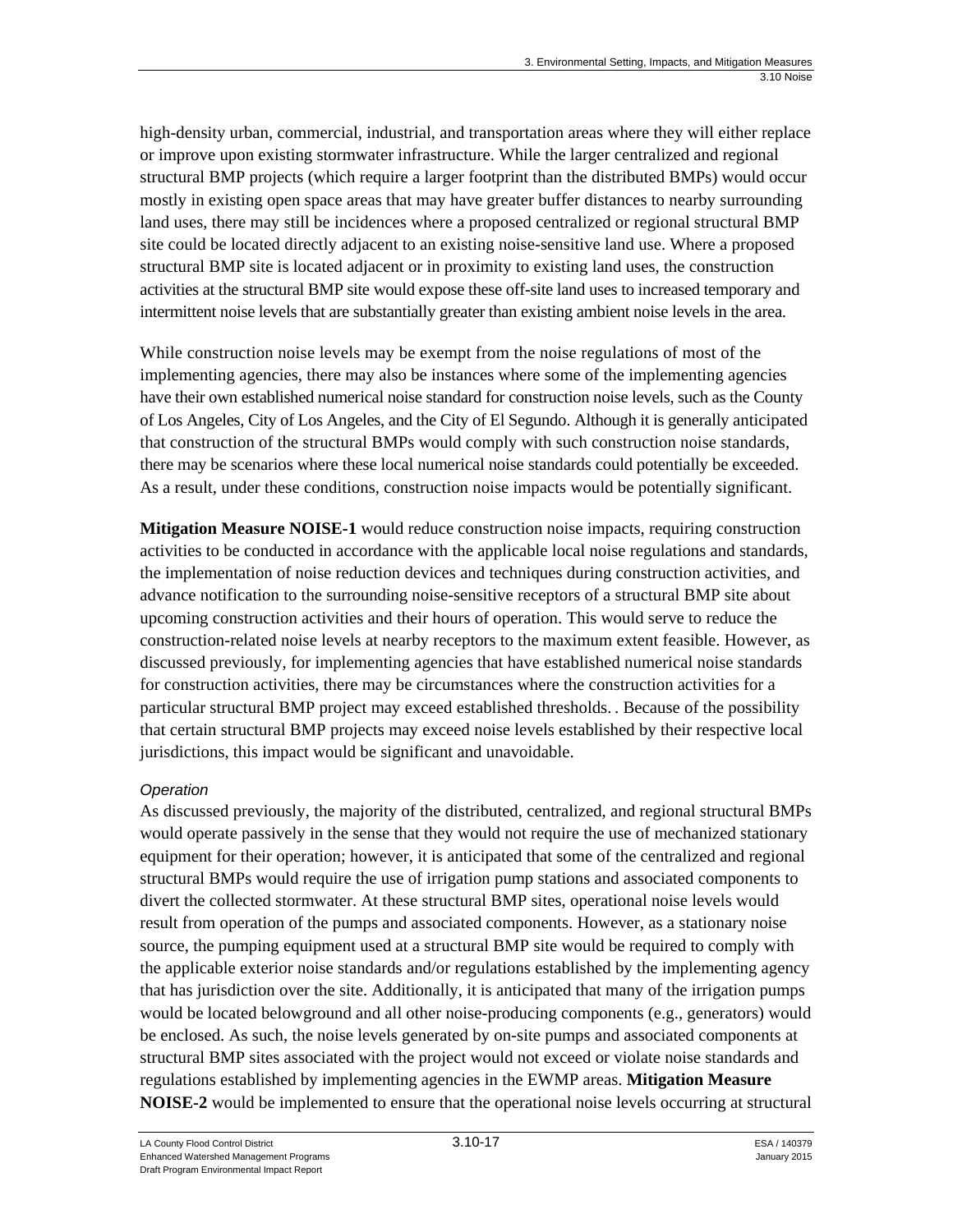high-density urban, commercial, industrial, and transportation areas where they will either replace or improve upon existing stormwater infrastructure. While the larger centralized and regional structural BMP projects (which require a larger footprint than the distributed BMPs) would occur mostly in existing open space areas that may have greater buffer distances to nearby surrounding land uses, there may still be incidences where a proposed centralized or regional structural BMP site could be located directly adjacent to an existing noise-sensitive land use. Where a proposed structural BMP site is located adjacent or in proximity to existing land uses, the construction activities at the structural BMP site would expose these off-site land uses to increased temporary and intermittent noise levels that are substantially greater than existing ambient noise levels in the area.

While construction noise levels may be exempt from the noise regulations of most of the implementing agencies, there may also be instances where some of the implementing agencies have their own established numerical noise standard for construction noise levels, such as the County of Los Angeles, City of Los Angeles, and the City of El Segundo. Although it is generally anticipated that construction of the structural BMPs would comply with such construction noise standards, there may be scenarios where these local numerical noise standards could potentially be exceeded. As a result, under these conditions, construction noise impacts would be potentially significant.

**Mitigation Measure NOISE-1** would reduce construction noise impacts, requiring construction activities to be conducted in accordance with the applicable local noise regulations and standards, the implementation of noise reduction devices and techniques during construction activities, and advance notification to the surrounding noise-sensitive receptors of a structural BMP site about upcoming construction activities and their hours of operation. This would serve to reduce the construction-related noise levels at nearby receptors to the maximum extent feasible. However, as discussed previously, for implementing agencies that have established numerical noise standards for construction activities, there may be circumstances where the construction activities for a particular structural BMP project may exceed established thresholds. . Because of the possibility that certain structural BMP projects may exceed noise levels established by their respective local jurisdictions, this impact would be significant and unavoidable.

*Operation*

As discussed previously, the majority of the distributed, centralized, and regional structural BMPs would operate passively in the sense that they would not require the use of mechanized stationary equipment for their operation; however, it is anticipated that some of the centralized and regional structural BMPs would require the use of irrigation pump stations and associated components to divert the collected stormwater. At these structural BMP sites, operational noise levels would result from operation of the pumps and associated components. However, as a stationary noise source, the pumping equipment used at a structural BMP site would be required to comply with the applicable exterior noise standards and/or regulations established by the implementing agency that has jurisdiction over the site. Additionally, it is anticipated that many of the irrigation pumps would be located belowground and all other noise-producing components (e.g., generators) would be enclosed. As such, the noise levels generated by on-site pumps and associated components at structural BMP sites associated with the project would not exceed or violate noise standards and regulations established by implementing agencies in the EWMP areas. **Mitigation Measure NOISE-2** would be implemented to ensure that the operational noise levels occurring at structural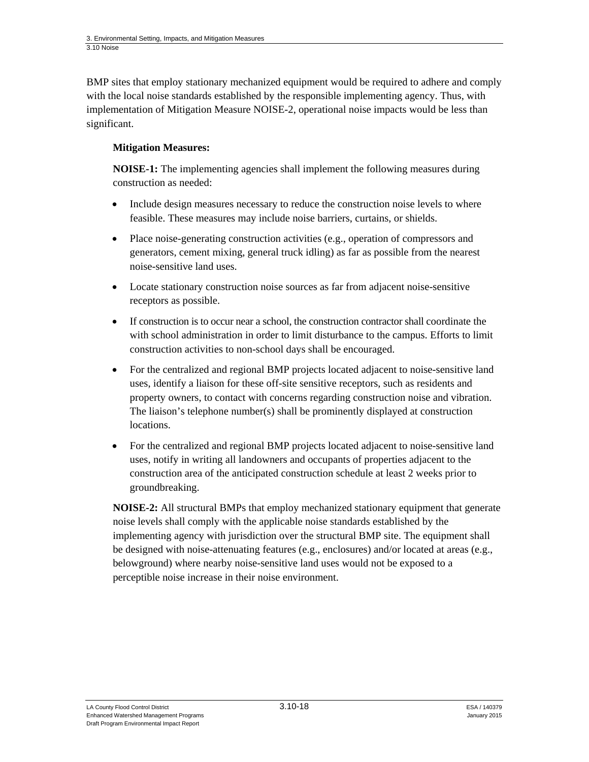BMP sites that employ stationary mechanized equipment would be required to adhere and comply with the local noise standards established by the responsible implementing agency. Thus, with implementation of Mitigation Measure NOISE-2, operational noise impacts would be less than significant.

**Mitigation Measures:**

**NOISE-1:** The implementing agencies shall implement the following measures during construction as needed:

- Include design measures necessary to reduce the construction noise levels to where feasible. These measures may include noise barriers, curtains, or shields.
- Place noise-generating construction activities (e.g., operation of compressors and generators, cement mixing, general truck idling) as far as possible from the nearest noise-sensitive land uses.
- Locate stationary construction noise sources as far from adjacent noise-sensitive receptors as possible.
- If construction is to occur near a school, the construction contractor shall coordinate the with school administration in order to limit disturbance to the campus. Efforts to limit construction activities to non-school days shall be encouraged.
- For the centralized and regional BMP projects located adjacent to noise-sensitive land uses, identify a liaison for these off-site sensitive receptors, such as residents and property owners, to contact with concerns regarding construction noise and vibration. The liaison's telephone number(s) shall be prominently displayed at construction locations.
- For the centralized and regional BMP projects located adjacent to noise-sensitive land uses, notify in writing all landowners and occupants of properties adjacent to the construction area of the anticipated construction schedule at least 2 weeks prior to groundbreaking.

**NOISE-2:** All structural BMPs that employ mechanized stationary equipment that generate noise levels shall comply with the applicable noise standards established by the implementing agency with jurisdiction over the structural BMP site. The equipment shall be designed with noise-attenuating features (e.g., enclosures) and/or located at areas (e.g., belowground) where nearby noise-sensitive land uses would not be exposed to a perceptible noise increase in their noise environment.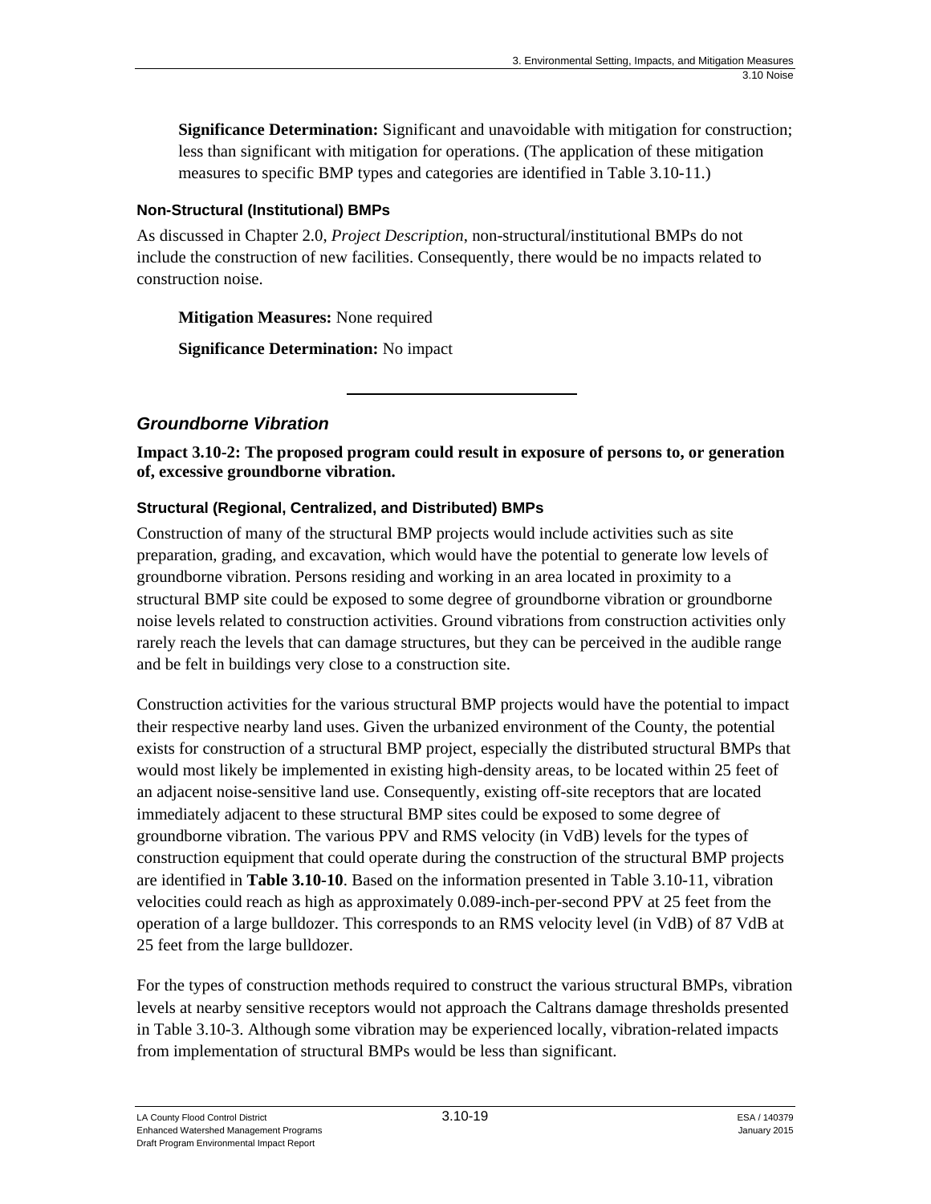**Significance Determination:** Significant and unavoidable with mitigation for construction; less than significant with mitigation for operations. (The application of these mitigation measures to specific BMP types and categories are identified in Table 3.10-11.)

#### Non-Structural (Institutional) BMPs

As discussed in Chapter 2.0, *Project Description*, non-structural/institutional BMPs do not include the construction of new facilities. Consequently, there would be no impacts related to construction noise.

**Mitigation Measures:** None required

**Significance Determination:** No impact

---

### *Groundborne Vibration*

**Impact 3.10-2: The proposed program could result in exposure of persons to, or generation of, excessive groundborne vibration.**

#### Structural (Regional, Centralized, and Distributed) BMPs

Construction of many of the structural BMP projects would include activities such as site preparation, grading, and excavation, which would have the potential to generate low levels of groundborne vibration. Persons residing and working in an area located in proximity to a structural BMP site could be exposed to some degree of groundborne vibration or groundborne noise levels related to construction activities. Ground vibrations from construction activities only rarely reach the levels that can damage structures, but they can be perceived in the audible range and be felt in buildings very close to a construction site.

Construction activities for the various structural BMP projects would have the potential to impact their respective nearby land uses. Given the urbanized environment of the County, the potential exists for construction of a structural BMP project, especially the distributed structural BMPs that would most likely be implemented in existing high-density areas, to be located within 25 feet of an adjacent noise-sensitive land use. Consequently, existing off-site receptors that are located immediately adjacent to these structural BMP sites could be exposed to some degree of groundborne vibration. The various PPV and RMS velocity (in VdB) levels for the types of construction equipment that could operate during the construction of the structural BMP projects are identified in **Table 3.10-10**. Based on the information presented in Table 3.10-11, vibration velocities could reach as high as approximately 0.089-inch-per-second PPV at 25 feet from the operation of a large bulldozer. This corresponds to an RMS velocity level (in VdB) of 87 VdB at 25 feet from the large bulldozer.

For the types of construction methods required to construct the various structural BMPs, vibration levels at nearby sensitive receptors would not approach the Caltrans damage thresholds presented in Table 3.10-3. Although some vibration may be experienced locally, vibration-related impacts from implementation of structural BMPs would be less than significant.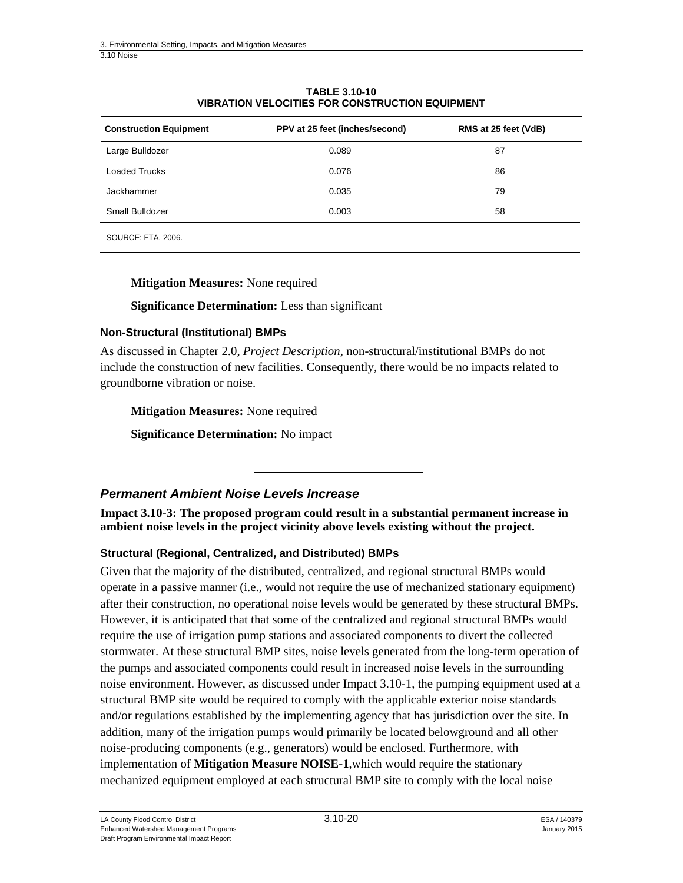**TABLE 3.10-10**
**VIBRATION VELOCITIES FOR CONSTRUCTION EQUIPMENT**

| Construction Equipment | PPV at 25 feet (inches/second) | RMS at 25 feet (VdB) |
|---|---|---|
| Large Bulldozer | 0.089 | 87 |
| Loaded Trucks | 0.076 | 86 |
| Jackhammer | 0.035 | 79 |
| Small Bulldozer | 0.003 | 58 |

SOURCE: FTA, 2006.

**Mitigation Measures:** None required

**Significance Determination:** Less than significant

### Non-Structural (Institutional) BMPs

As discussed in Chapter 2.0, *Project Description*, non-structural/institutional BMPs do not include the construction of new facilities. Consequently, there would be no impacts related to groundborne vibration or noise.

**Mitigation Measures:** None required

**Significance Determination:** No impact

---

## *Permanent Ambient Noise Levels Increase*

**Impact 3.10-3: The proposed program could result in a substantial permanent increase in ambient noise levels in the project vicinity above levels existing without the project.**

### Structural (Regional, Centralized, and Distributed) BMPs

Given that the majority of the distributed, centralized, and regional structural BMPs would operate in a passive manner (i.e., would not require the use of mechanized stationary equipment) after their construction, no operational noise levels would be generated by these structural BMPs. However, it is anticipated that that some of the centralized and regional structural BMPs would require the use of irrigation pump stations and associated components to divert the collected stormwater. At these structural BMP sites, noise levels generated from the long-term operation of the pumps and associated components could result in increased noise levels in the surrounding noise environment. However, as discussed under Impact 3.10-1, the pumping equipment used at a structural BMP site would be required to comply with the applicable exterior noise standards and/or regulations established by the implementing agency that has jurisdiction over the site. In addition, many of the irrigation pumps would primarily be located belowground and all other noise-producing components (e.g., generators) would be enclosed. Furthermore, with implementation of **Mitigation Measure NOISE-1**,which would require the stationary mechanized equipment employed at each structural BMP site to comply with the local noise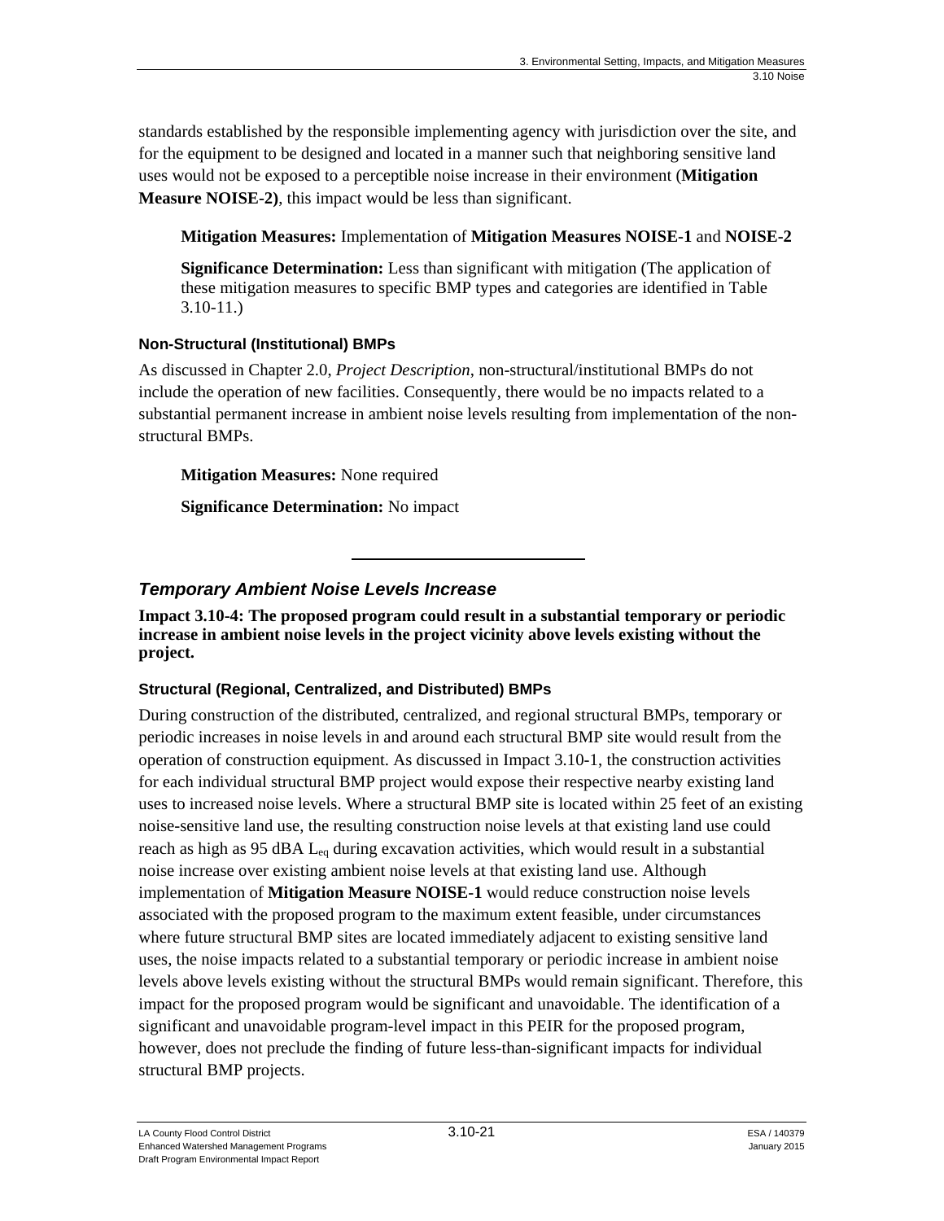standards established by the responsible implementing agency with jurisdiction over the site, and for the equipment to be designed and located in a manner such that neighboring sensitive land uses would not be exposed to a perceptible noise increase in their environment (**Mitigation Measure NOISE-2)**, this impact would be less than significant.

**Mitigation Measures:** Implementation of **Mitigation Measures NOISE-1** and **NOISE-2**

**Significance Determination:** Less than significant with mitigation (The application of these mitigation measures to specific BMP types and categories are identified in Table 3.10-11.)

#### Non-Structural (Institutional) BMPs

As discussed in Chapter 2.0, *Project Description*, non-structural/institutional BMPs do not include the operation of new facilities. Consequently, there would be no impacts related to a substantial permanent increase in ambient noise levels resulting from implementation of the non-structural BMPs.

**Mitigation Measures:** None required

**Significance Determination:** No impact

---

### *Temporary Ambient Noise Levels Increase*

**Impact 3.10-4: The proposed program could result in a substantial temporary or periodic increase in ambient noise levels in the project vicinity above levels existing without the project.**

#### Structural (Regional, Centralized, and Distributed) BMPs

During construction of the distributed, centralized, and regional structural BMPs, temporary or periodic increases in noise levels in and around each structural BMP site would result from the operation of construction equipment. As discussed in Impact 3.10-1, the construction activities for each individual structural BMP project would expose their respective nearby existing land uses to increased noise levels. Where a structural BMP site is located within 25 feet of an existing noise-sensitive land use, the resulting construction noise levels at that existing land use could reach as high as 95 dBA $L_{eq}$ during excavation activities, which would result in a substantial noise increase over existing ambient noise levels at that existing land use. Although implementation of **Mitigation Measure NOISE-1** would reduce construction noise levels associated with the proposed program to the maximum extent feasible, under circumstances where future structural BMP sites are located immediately adjacent to existing sensitive land uses, the noise impacts related to a substantial temporary or periodic increase in ambient noise levels above levels existing without the structural BMPs would remain significant. Therefore, this impact for the proposed program would be significant and unavoidable. The identification of a significant and unavoidable program-level impact in this PEIR for the proposed program, however, does not preclude the finding of future less-than-significant impacts for individual structural BMP projects.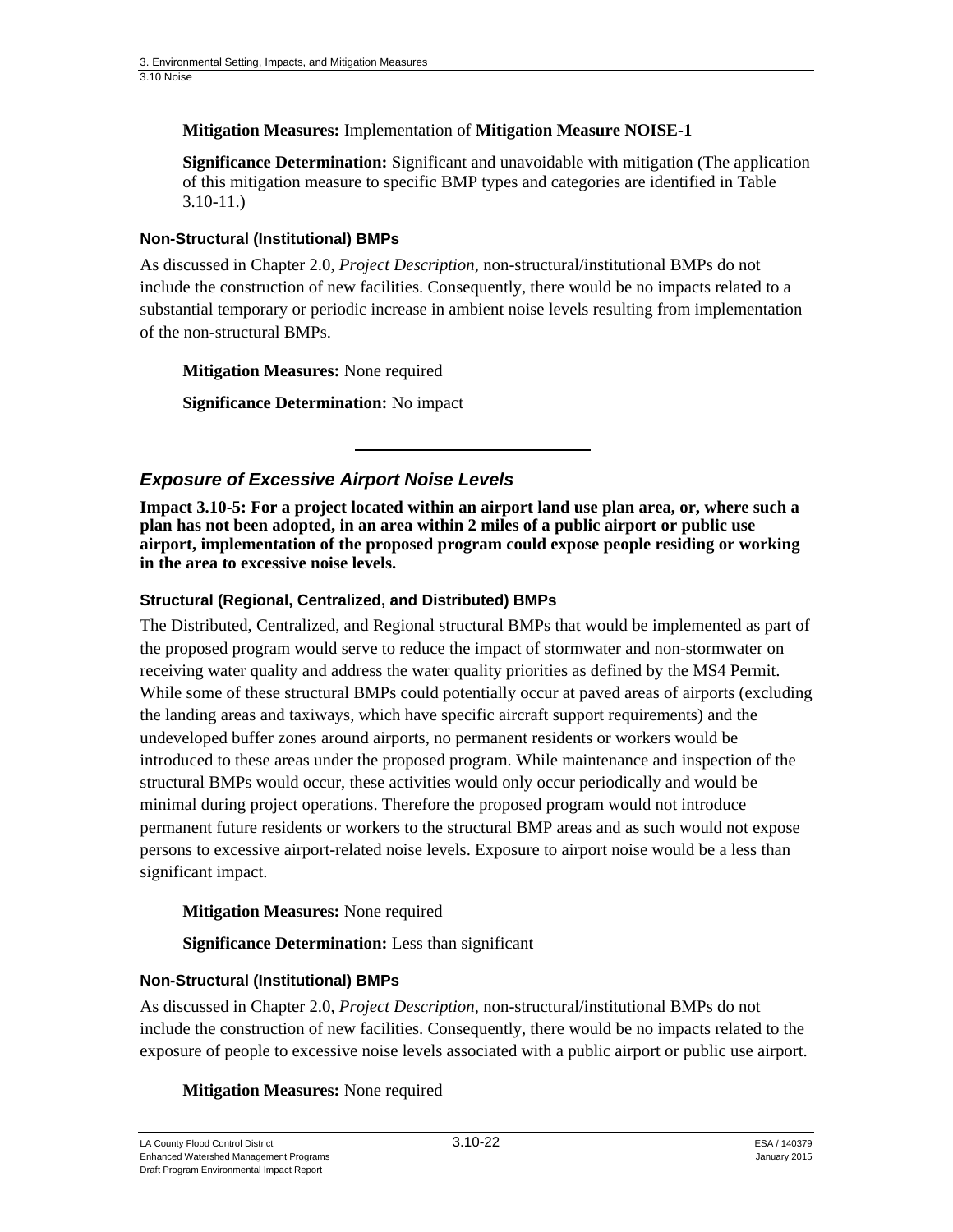**Mitigation Measures:** Implementation of **Mitigation Measure NOISE-1**

**Significance Determination:** Significant and unavoidable with mitigation (The application of this mitigation measure to specific BMP types and categories are identified in Table 3.10-11.)

#### Non-Structural (Institutional) BMPs

As discussed in Chapter 2.0, *Project Description*, non-structural/institutional BMPs do not include the construction of new facilities. Consequently, there would be no impacts related to a substantial temporary or periodic increase in ambient noise levels resulting from implementation of the non-structural BMPs.

**Mitigation Measures:** None required

**Significance Determination:** No impact

---

### *Exposure of Excessive Airport Noise Levels*

**Impact 3.10-5: For a project located within an airport land use plan area, or, where such a plan has not been adopted, in an area within 2 miles of a public airport or public use airport, implementation of the proposed program could expose people residing or working in the area to excessive noise levels.**

#### Structural (Regional, Centralized, and Distributed) BMPs

The Distributed, Centralized, and Regional structural BMPs that would be implemented as part of the proposed program would serve to reduce the impact of stormwater and non-stormwater on receiving water quality and address the water quality priorities as defined by the MS4 Permit. While some of these structural BMPs could potentially occur at paved areas of airports (excluding the landing areas and taxiways, which have specific aircraft support requirements) and the undeveloped buffer zones around airports, no permanent residents or workers would be introduced to these areas under the proposed program. While maintenance and inspection of the structural BMPs would occur, these activities would only occur periodically and would be minimal during project operations. Therefore the proposed program would not introduce permanent future residents or workers to the structural BMP areas and as such would not expose persons to excessive airport-related noise levels. Exposure to airport noise would be a less than significant impact.

**Mitigation Measures:** None required

**Significance Determination:** Less than significant

#### Non-Structural (Institutional) BMPs

As discussed in Chapter 2.0, *Project Description,* non-structural/institutional BMPs do not include the construction of new facilities. Consequently, there would be no impacts related to the exposure of people to excessive noise levels associated with a public airport or public use airport.

**Mitigation Measures:** None required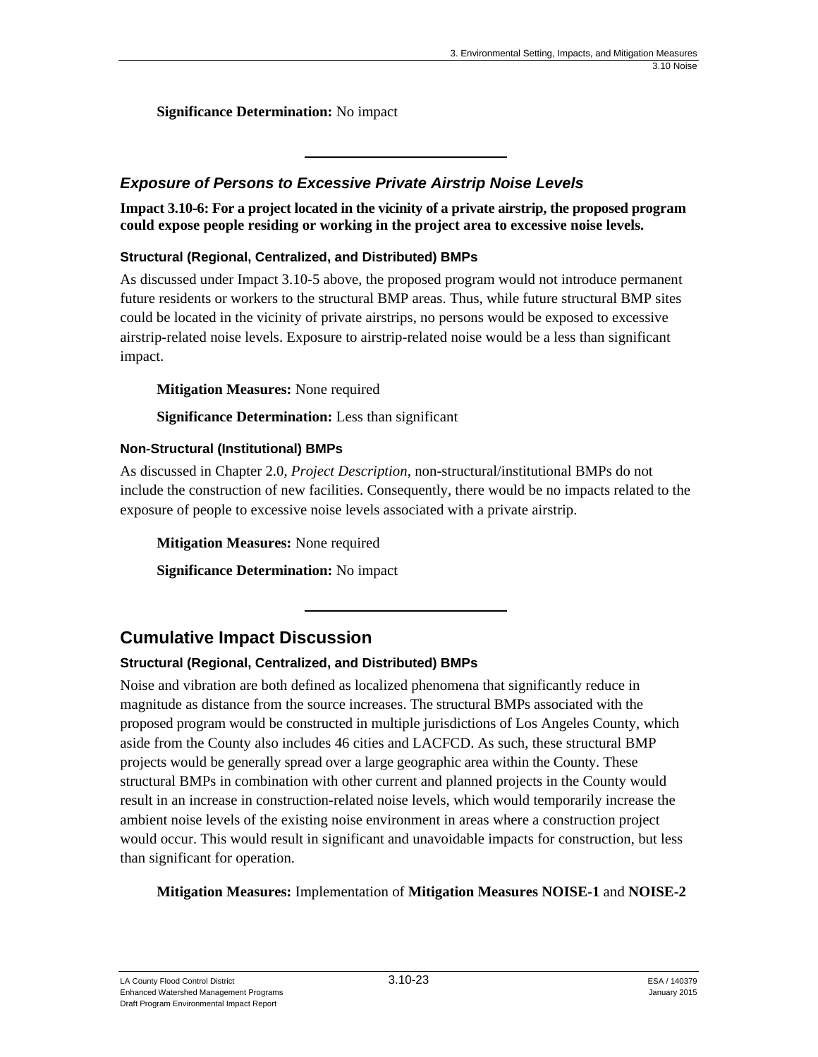**Significance Determination:** No impact

---

### *Exposure of Persons to Excessive Private Airstrip Noise Levels*

**Impact 3.10-6: For a project located in the vicinity of a private airstrip, the proposed program could expose people residing or working in the project area to excessive noise levels.**

#### Structural (Regional, Centralized, and Distributed) BMPs

As discussed under Impact 3.10-5 above, the proposed program would not introduce permanent future residents or workers to the structural BMP areas. Thus, while future structural BMP sites could be located in the vicinity of private airstrips, no persons would be exposed to excessive airstrip-related noise levels. Exposure to airstrip-related noise would be a less than significant impact.

**Mitigation Measures:** None required

**Significance Determination:** Less than significant

#### Non-Structural (Institutional) BMPs

As discussed in Chapter 2.0, *Project Description*, non-structural/institutional BMPs do not include the construction of new facilities. Consequently, there would be no impacts related to the exposure of people to excessive noise levels associated with a private airstrip.

**Mitigation Measures:** None required

**Significance Determination:** No impact

---

## Cumulative Impact Discussion

#### Structural (Regional, Centralized, and Distributed) BMPs

Noise and vibration are both defined as localized phenomena that significantly reduce in magnitude as distance from the source increases. The structural BMPs associated with the proposed program would be constructed in multiple jurisdictions of Los Angeles County, which aside from the County also includes 46 cities and LACFCD. As such, these structural BMP projects would be generally spread over a large geographic area within the County. These structural BMPs in combination with other current and planned projects in the County would result in an increase in construction-related noise levels, which would temporarily increase the ambient noise levels of the existing noise environment in areas where a construction project would occur. This would result in significant and unavoidable impacts for construction, but less than significant for operation.

**Mitigation Measures:** Implementation of **Mitigation Measures NOISE-1** and **NOISE-2**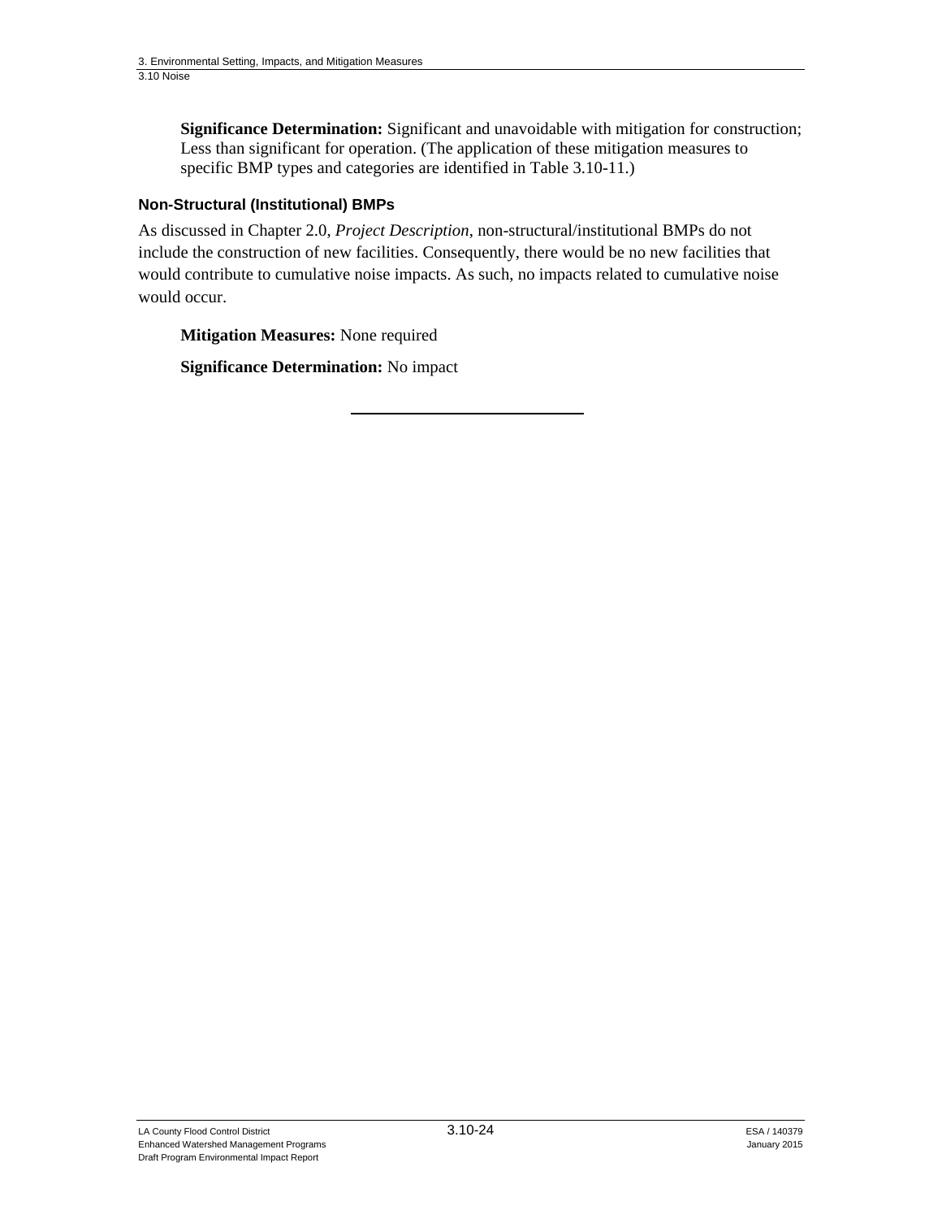**Significance Determination:** Significant and unavoidable with mitigation for construction; Less than significant for operation. (The application of these mitigation measures to specific BMP types and categories are identified in Table 3.10-11.)

#### Non-Structural (Institutional) BMPs

As discussed in Chapter 2.0, *Project Description*, non-structural/institutional BMPs do not include the construction of new facilities. Consequently, there would be no new facilities that would contribute to cumulative noise impacts. As such, no impacts related to cumulative noise would occur.

**Mitigation Measures:** None required

**Significance Determination:** No impact

---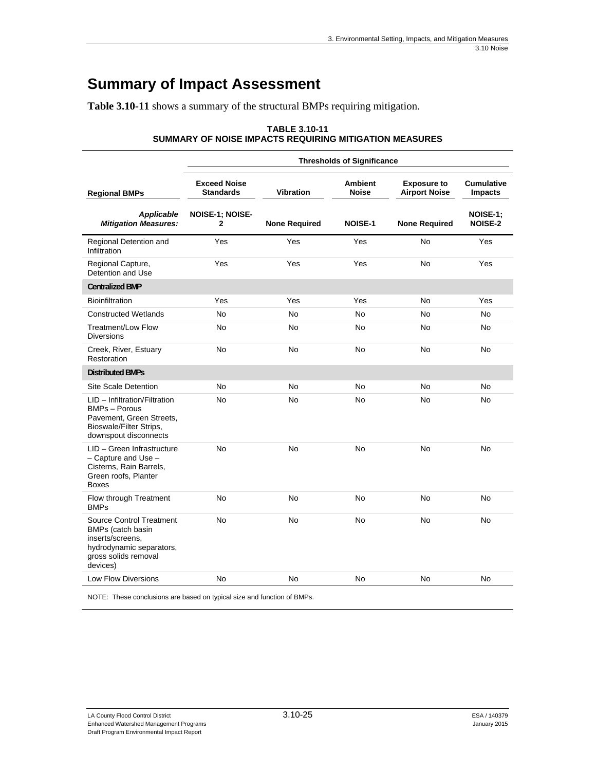# Summary of Impact Assessment

**Table 3.10-11** shows a summary of the structural BMPs requiring mitigation.

**TABLE 3.10-11**
**SUMMARY OF NOISE IMPACTS REQUIRING MITIGATION MEASURES**

| | Thresholds of Significance | | | | |
|---|---|---|---|---|---|
| **Regional BMPs** | **Exceed Noise Standards** | **Vibration** | **Ambient Noise** | **Exposure to Airport Noise** | **Cumulative Impacts** |
| ***Applicable Mitigation Measures:*** | **NOISE-1; NOISE-2** | **None Required** | **NOISE-1** | **None Required** | **NOISE-1; NOISE-2** |
| Regional Detention and Infiltration | Yes | Yes | Yes | No | Yes |
| Regional Capture, Detention and Use | Yes | Yes | Yes | No | Yes |
| **Centralized BMP** | | | | | |
| Bioinfiltration | Yes | Yes | Yes | No | Yes |
| Constructed Wetlands | No | No | No | No | No |
| Treatment/Low Flow Diversions | No | No | No | No | No |
| Creek, River, Estuary Restoration | No | No | No | No | No |
| **Distributed BMPs** | | | | | |
| Site Scale Detention | No | No | No | No | No |
| LID – Infiltration/Filtration BMPs – Porous Pavement, Green Streets, Bioswale/Filter Strips, downspout disconnects | No | No | No | No | No |
| LID – Green Infrastructure – Capture and Use – Cisterns, Rain Barrels, Green roofs, Planter Boxes | No | No | No | No | No |
| Flow through Treatment BMPs | No | No | No | No | No |
| Source Control Treatment BMPs (catch basin inserts/screens, hydrodynamic separators, gross solids removal devices) | No | No | No | No | No |
| Low Flow Diversions | No | No | No | No | No |

NOTE: These conclusions are based on typical size and function of BMPs.